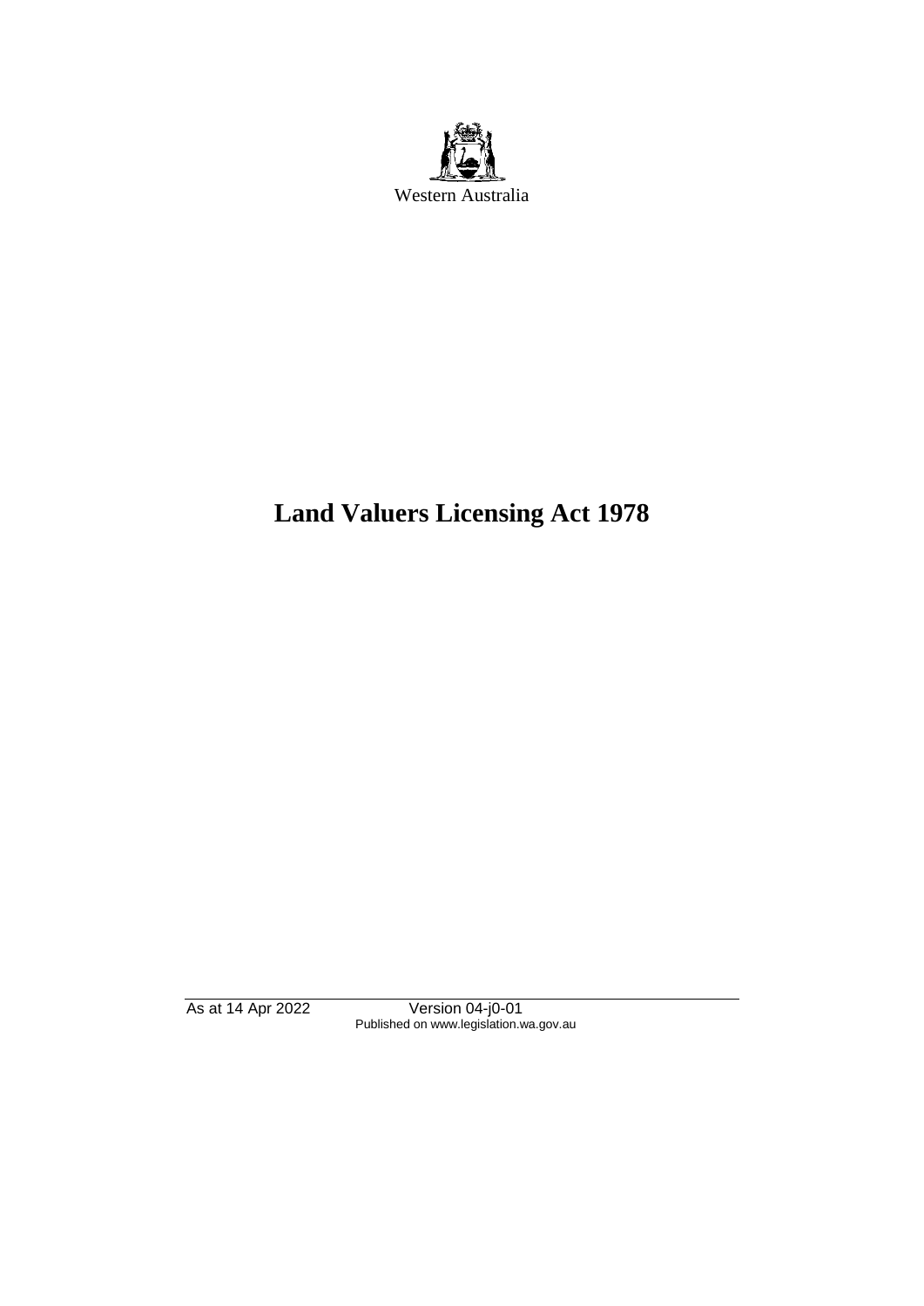Western Australia

# Land Valuers Licensing Act 1978

As at 14 Apr 2022 Version 04-j0-01
Published on www.legislation.wa.gov.au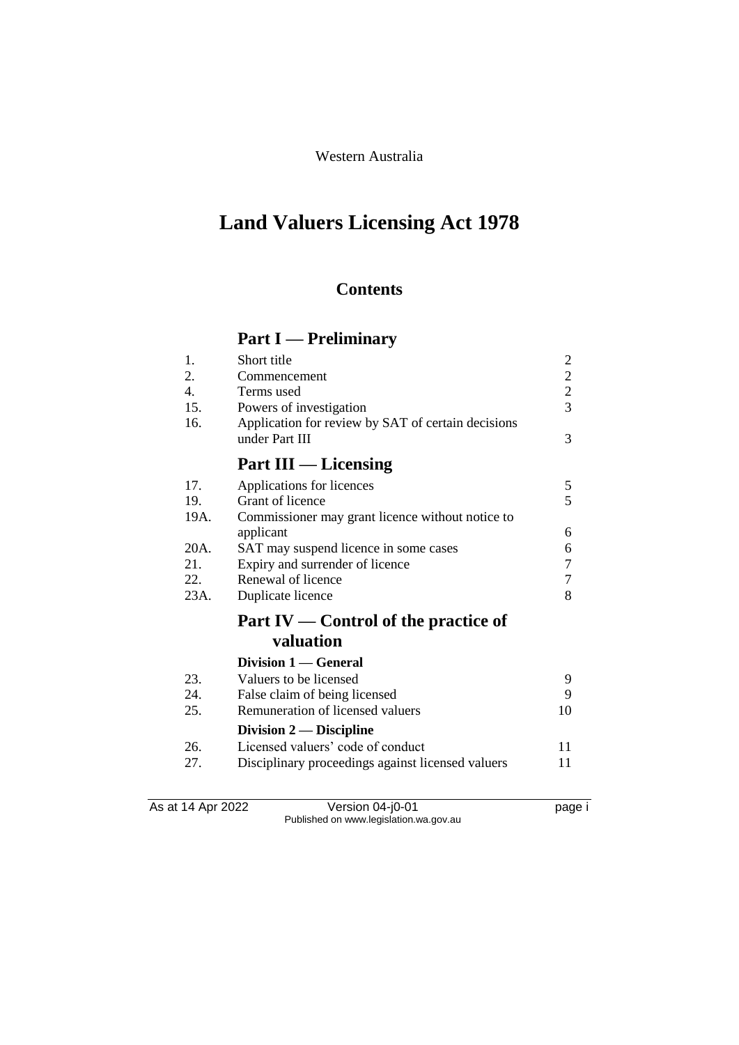Western Australia

# Land Valuers Licensing Act 1978

## Contents

## Part I — Preliminary

| | | |
|---|---|---|
| 1. | Short title | 2 |
| 2. | Commencement | 2 |
| 4. | Terms used | 2 |
| 15. | Powers of investigation | 3 |
| 16. | Application for review by SAT of certain decisions under Part III | 3 |

## Part III — Licensing

| | | |
|---|---|---|
| 17. | Applications for licences | 5 |
| 19. | Grant of licence | 5 |
| 19A. | Commissioner may grant licence without notice to applicant | 6 |
| 20A. | SAT may suspend licence in some cases | 6 |
| 21. | Expiry and surrender of licence | 7 |
| 22. | Renewal of licence | 7 |
| 23A. | Duplicate licence | 8 |

## Part IV — Control of the practice of valuation

### Division 1 — General

| | | |
|---|---|---|
| 23. | Valuers to be licensed | 9 |
| 24. | False claim of being licensed | 9 |
| 25. | Remuneration of licensed valuers | 10 |

### Division 2 — Discipline

| | | |
|---|---|---|
| 26. | Licensed valuers' code of conduct | 11 |
| 27. | Disciplinary proceedings against licensed valuers | 11 |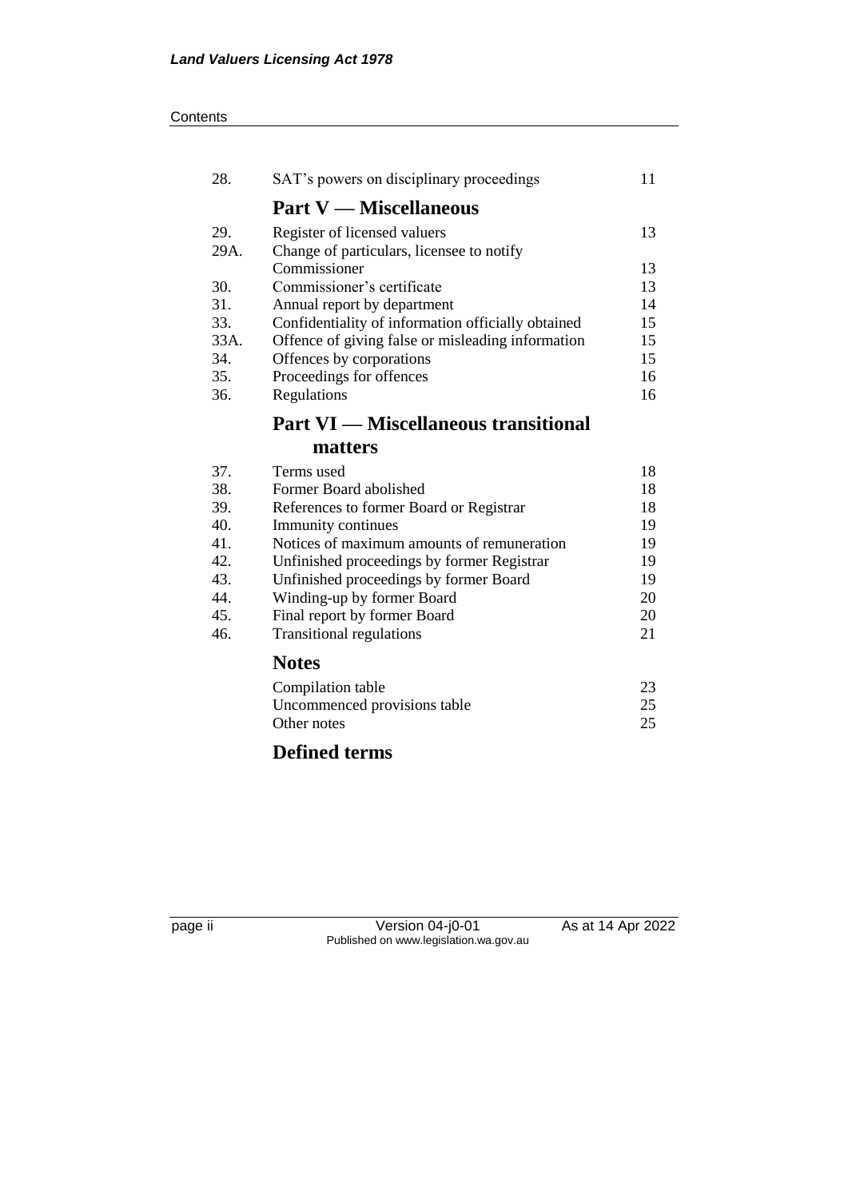| | | |
|---|---|---|
| 28. | SAT's powers on disciplinary proceedings | 11 |

## Part V — Miscellaneous

| | | |
|---|---|---|
| 29. | Register of licensed valuers | 13 |
| 29A. | Change of particulars, licensee to notify Commissioner | 13 |
| 30. | Commissioner's certificate | 13 |
| 31. | Annual report by department | 14 |
| 33. | Confidentiality of information officially obtained | 15 |
| 33A. | Offence of giving false or misleading information | 15 |
| 34. | Offences by corporations | 15 |
| 35. | Proceedings for offences | 16 |
| 36. | Regulations | 16 |

## Part VI — Miscellaneous transitional matters

| | | |
|---|---|---|
| 37. | Terms used | 18 |
| 38. | Former Board abolished | 18 |
| 39. | References to former Board or Registrar | 18 |
| 40. | Immunity continues | 19 |
| 41. | Notices of maximum amounts of remuneration | 19 |
| 42. | Unfinished proceedings by former Registrar | 19 |
| 43. | Unfinished proceedings by former Board | 19 |
| 44. | Winding-up by former Board | 20 |
| 45. | Final report by former Board | 20 |
| 46. | Transitional regulations | 21 |

## Notes

| | |
|---|---|
| Compilation table | 23 |
| Uncommenced provisions table | 25 |
| Other notes | 25 |

## Defined terms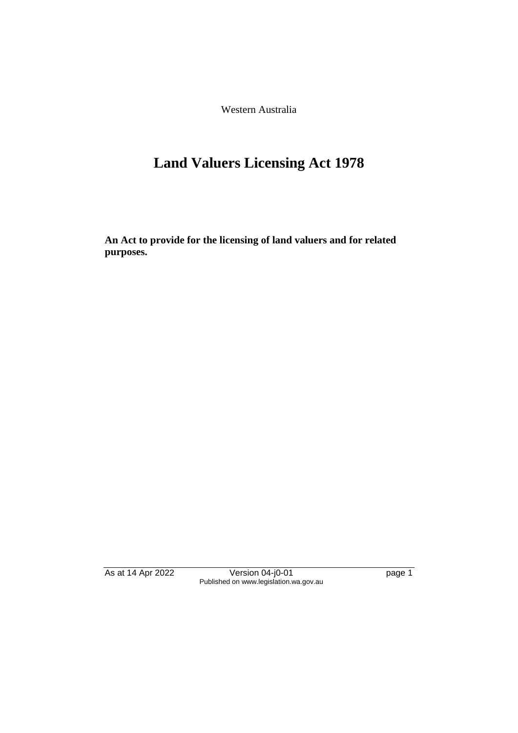Western Australia

# Land Valuers Licensing Act 1978

**An Act to provide for the licensing of land valuers and for related purposes.**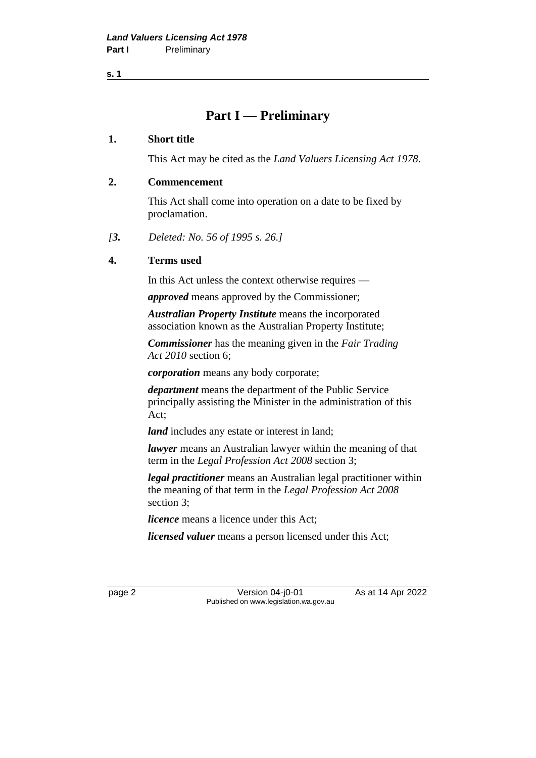# Part I — Preliminary

**1. Short title**

This Act may be cited as the *Land Valuers Licensing Act 1978*.

**2. Commencement**

This Act shall come into operation on a date to be fixed by proclamation.

*[**3.** Deleted: No. 56 of 1995 s. 26.]*

**4. Terms used**

In this Act unless the context otherwise requires —

***approved*** means approved by the Commissioner;

***Australian Property Institute*** means the incorporated association known as the Australian Property Institute;

***Commissioner*** has the meaning given in the *Fair Trading Act 2010* section 6;

***corporation*** means any body corporate;

***department*** means the department of the Public Service principally assisting the Minister in the administration of this Act;

***land*** includes any estate or interest in land;

***lawyer*** means an Australian lawyer within the meaning of that term in the *Legal Profession Act 2008* section 3;

***legal practitioner*** means an Australian legal practitioner within the meaning of that term in the *Legal Profession Act 2008* section 3;

***licence*** means a licence under this Act;

***licensed valuer*** means a person licensed under this Act;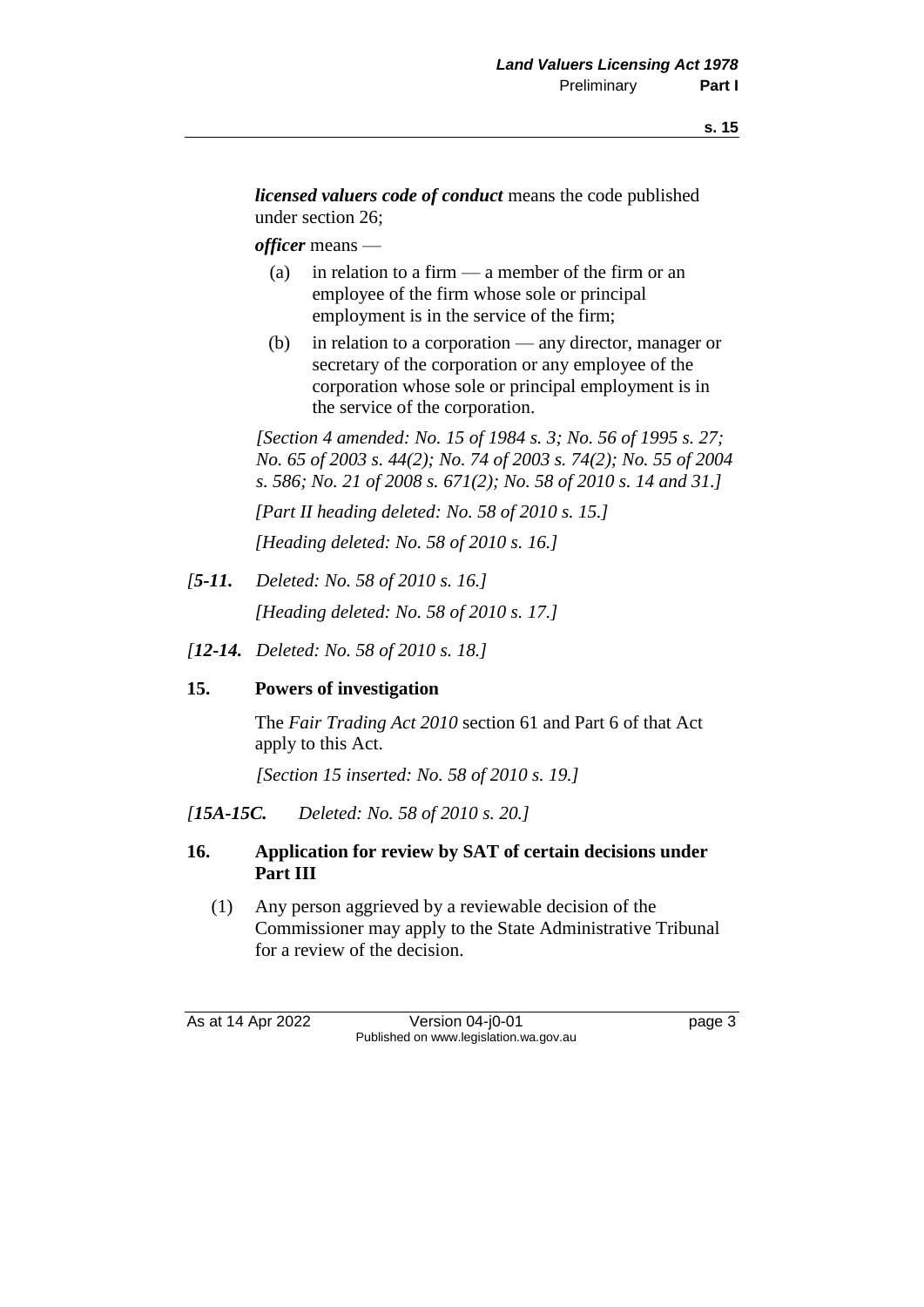***licensed valuers code of conduct*** means the code published under section 26;

***officer*** means —

(a) in relation to a firm — a member of the firm or an employee of the firm whose sole or principal employment is in the service of the firm;

(b) in relation to a corporation — any director, manager or secretary of the corporation or any employee of the corporation whose sole or principal employment is in the service of the corporation.

*[Section 4 amended: No. 15 of 1984 s. 3; No. 56 of 1995 s. 27; No. 65 of 2003 s. 44(2); No. 74 of 2003 s. 74(2); No. 55 of 2004 s. 586; No. 21 of 2008 s. 671(2); No. 58 of 2010 s. 14 and 31.]*

*[Part II heading deleted: No. 58 of 2010 s. 15.]*

*[Heading deleted: No. 58 of 2010 s. 16.]*

*[**5-11.** Deleted: No. 58 of 2010 s. 16.]*

*[Heading deleted: No. 58 of 2010 s. 17.]*

*[**12-14.** Deleted: No. 58 of 2010 s. 18.]*

### 15. Powers of investigation

The *Fair Trading Act 2010* section 61 and Part 6 of that Act apply to this Act.

*[Section 15 inserted: No. 58 of 2010 s. 19.]*

*[**15A-15C.** Deleted: No. 58 of 2010 s. 20.]*

### 16. Application for review by SAT of certain decisions under Part III

(1) Any person aggrieved by a reviewable decision of the Commissioner may apply to the State Administrative Tribunal for a review of the decision.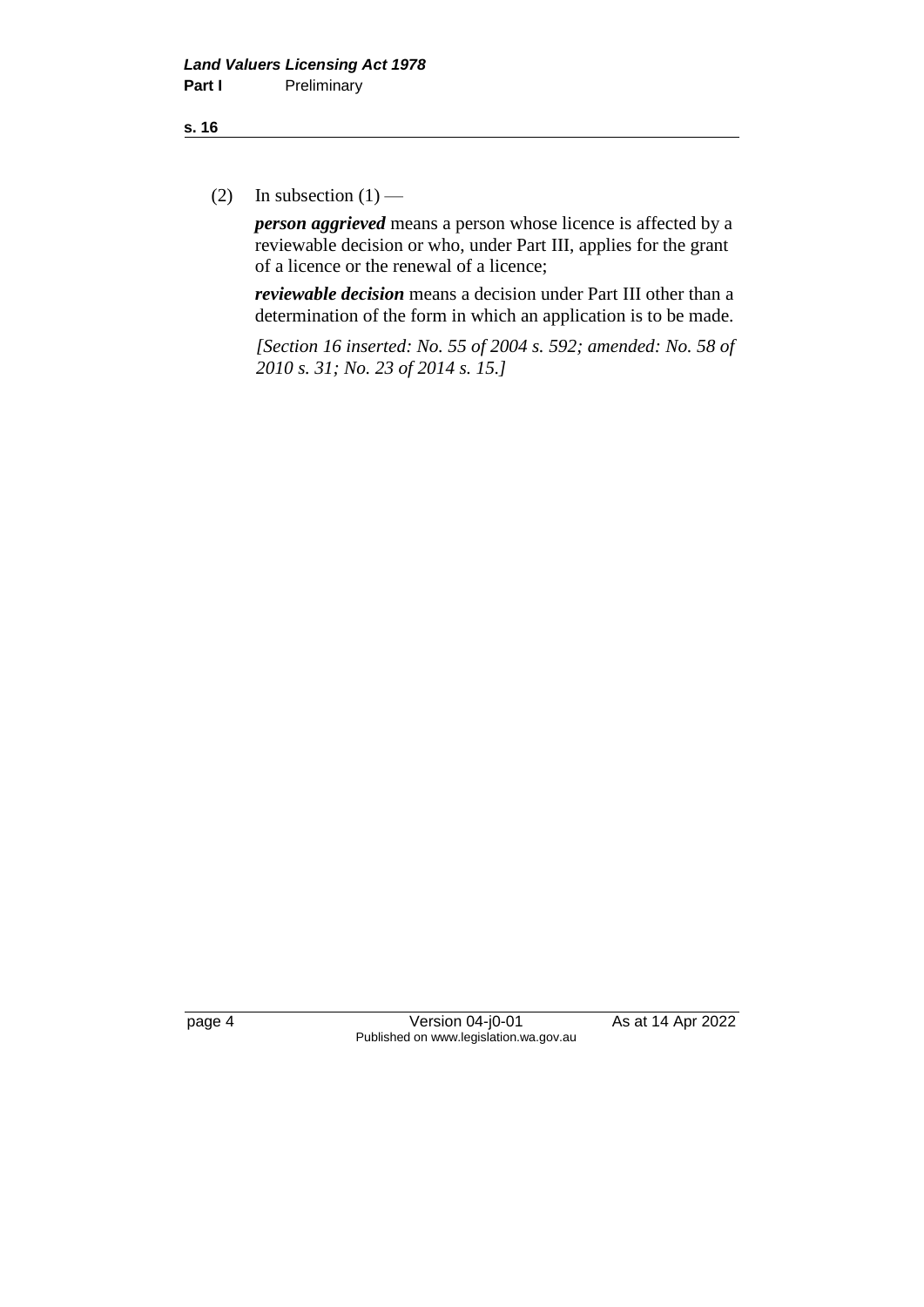(2) In subsection (1) —

***person aggrieved*** means a person whose licence is affected by a reviewable decision or who, under Part III, applies for the grant of a licence or the renewal of a licence;

***reviewable decision*** means a decision under Part III other than a determination of the form in which an application is to be made.

*[Section 16 inserted: No. 55 of 2004 s. 592; amended: No. 58 of 2010 s. 31; No. 23 of 2014 s. 15.]*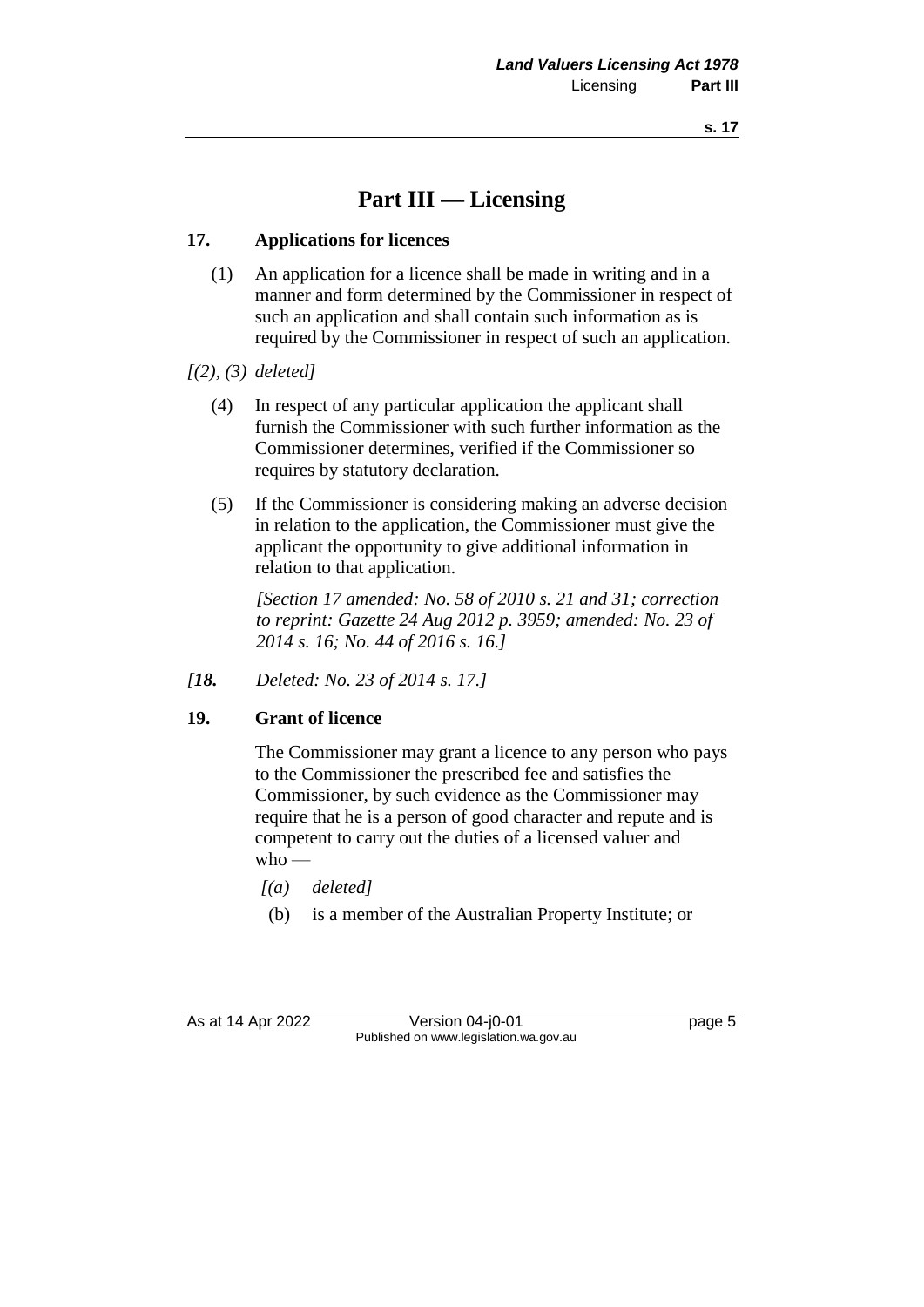# Part III — Licensing

## 17. Applications for licences

(1) An application for a licence shall be made in writing and in a manner and form determined by the Commissioner in respect of such an application and shall contain such information as is required by the Commissioner in respect of such an application.

*[(2), (3) deleted]*

(4) In respect of any particular application the applicant shall furnish the Commissioner with such further information as the Commissioner determines, verified if the Commissioner so requires by statutory declaration.

(5) If the Commissioner is considering making an adverse decision in relation to the application, the Commissioner must give the applicant the opportunity to give additional information in relation to that application.

*[Section 17 amended: No. 58 of 2010 s. 21 and 31; correction to reprint: Gazette 24 Aug 2012 p. 3959; amended: No. 23 of 2014 s. 16; No. 44 of 2016 s. 16.]*

*[**18.** Deleted: No. 23 of 2014 s. 17.]*

## 19. Grant of licence

The Commissioner may grant a licence to any person who pays to the Commissioner the prescribed fee and satisfies the Commissioner, by such evidence as the Commissioner may require that he is a person of good character and repute and is competent to carry out the duties of a licensed valuer and who —

*[(a) deleted]*

(b) is a member of the Australian Property Institute; or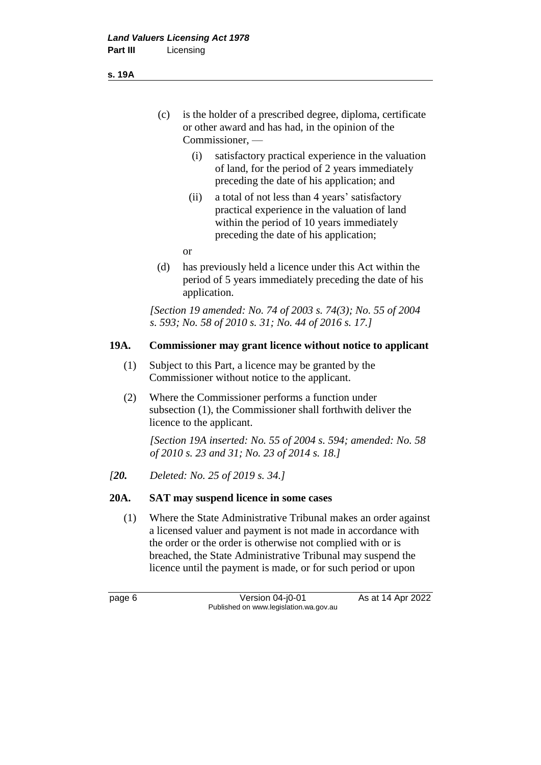(c) is the holder of a prescribed degree, diploma, certificate or other award and has had, in the opinion of the Commissioner, —

  (i) satisfactory practical experience in the valuation of land, for the period of 2 years immediately preceding the date of his application; and

  (ii) a total of not less than 4 years' satisfactory practical experience in the valuation of land within the period of 10 years immediately preceding the date of his application;

  or

(d) has previously held a licence under this Act within the period of 5 years immediately preceding the date of his application.

*[Section 19 amended: No. 74 of 2003 s. 74(3); No. 55 of 2004 s. 593; No. 58 of 2010 s. 31; No. 44 of 2016 s. 17.]*

### 19A. Commissioner may grant licence without notice to applicant

(1) Subject to this Part, a licence may be granted by the Commissioner without notice to the applicant.

(2) Where the Commissioner performs a function under subsection (1), the Commissioner shall forthwith deliver the licence to the applicant.

*[Section 19A inserted: No. 55 of 2004 s. 594; amended: No. 58 of 2010 s. 23 and 31; No. 23 of 2014 s. 18.]*

*[**20.** Deleted: No. 25 of 2019 s. 34.]*

### 20A. SAT may suspend licence in some cases

(1) Where the State Administrative Tribunal makes an order against a licensed valuer and payment is not made in accordance with the order or the order is otherwise not complied with or is breached, the State Administrative Tribunal may suspend the licence until the payment is made, or for such period or upon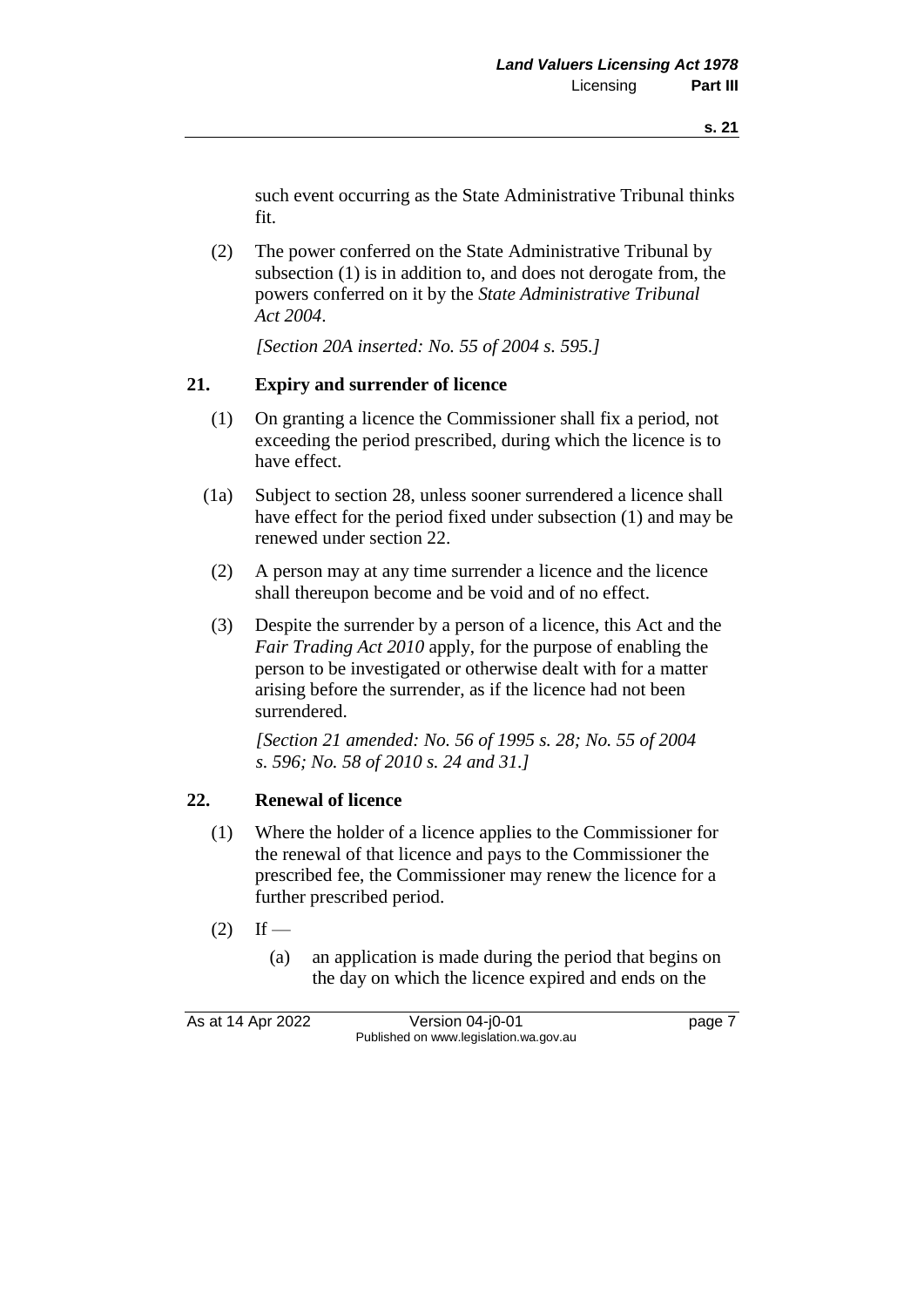such event occurring as the State Administrative Tribunal thinks fit.

(2) The power conferred on the State Administrative Tribunal by subsection (1) is in addition to, and does not derogate from, the powers conferred on it by the *State Administrative Tribunal Act 2004*.

*[Section 20A inserted: No. 55 of 2004 s. 595.]*

### 21. Expiry and surrender of licence

(1) On granting a licence the Commissioner shall fix a period, not exceeding the period prescribed, during which the licence is to have effect.

(1a) Subject to section 28, unless sooner surrendered a licence shall have effect for the period fixed under subsection (1) and may be renewed under section 22.

(2) A person may at any time surrender a licence and the licence shall thereupon become and be void and of no effect.

(3) Despite the surrender by a person of a licence, this Act and the *Fair Trading Act 2010* apply, for the purpose of enabling the person to be investigated or otherwise dealt with for a matter arising before the surrender, as if the licence had not been surrendered.

*[Section 21 amended: No. 56 of 1995 s. 28; No. 55 of 2004 s. 596; No. 58 of 2010 s. 24 and 31.]*

### 22. Renewal of licence

(1) Where the holder of a licence applies to the Commissioner for the renewal of that licence and pays to the Commissioner the prescribed fee, the Commissioner may renew the licence for a further prescribed period.

(2) If —

(a) an application is made during the period that begins on the day on which the licence expired and ends on the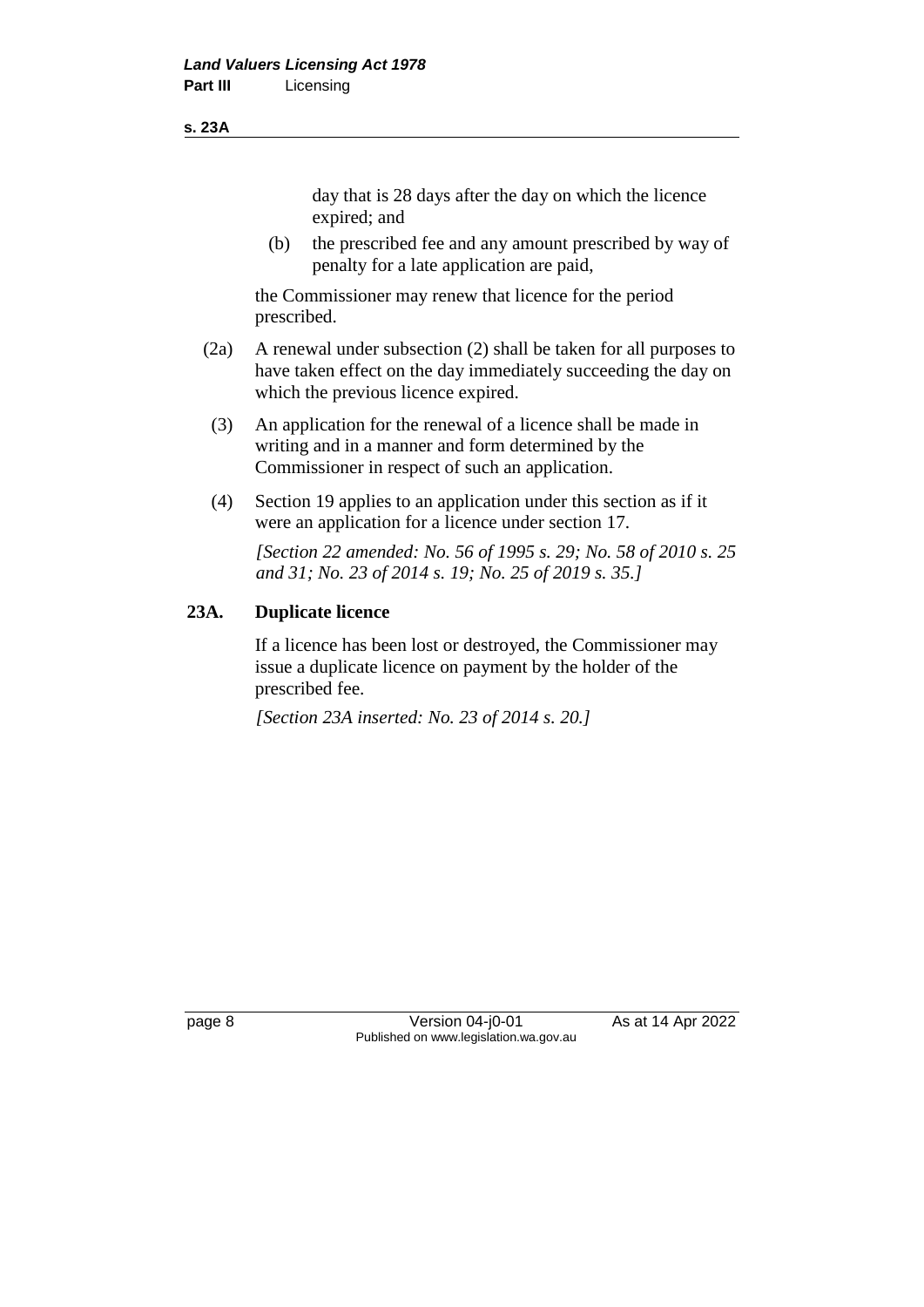day that is 28 days after the day on which the licence expired; and

(b) the prescribed fee and any amount prescribed by way of penalty for a late application are paid,

the Commissioner may renew that licence for the period prescribed.

(2a) A renewal under subsection (2) shall be taken for all purposes to have taken effect on the day immediately succeeding the day on which the previous licence expired.

(3) An application for the renewal of a licence shall be made in writing and in a manner and form determined by the Commissioner in respect of such an application.

(4) Section 19 applies to an application under this section as if it were an application for a licence under section 17.

*[Section 22 amended: No. 56 of 1995 s. 29; No. 58 of 2010 s. 25 and 31; No. 23 of 2014 s. 19; No. 25 of 2019 s. 35.]*

### 23A. Duplicate licence

If a licence has been lost or destroyed, the Commissioner may issue a duplicate licence on payment by the holder of the prescribed fee.

*[Section 23A inserted: No. 23 of 2014 s. 20.]*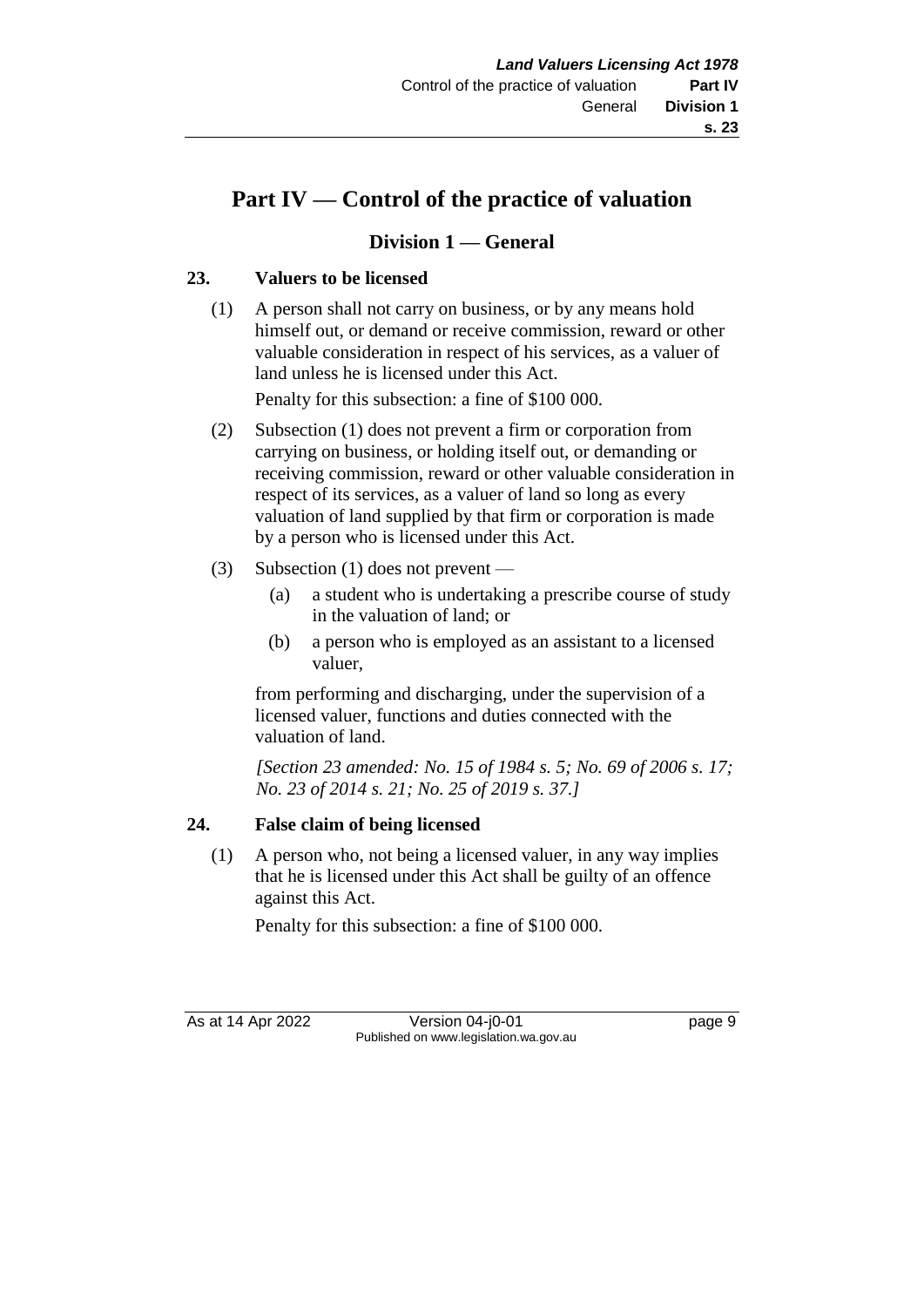# Part IV — Control of the practice of valuation

## Division 1 — General

### 23. Valuers to be licensed

(1) A person shall not carry on business, or by any means hold himself out, or demand or receive commission, reward or other valuable consideration in respect of his services, as a valuer of land unless he is licensed under this Act.

Penalty for this subsection: a fine of $100 000.

(2) Subsection (1) does not prevent a firm or corporation from carrying on business, or holding itself out, or demanding or receiving commission, reward or other valuable consideration in respect of its services, as a valuer of land so long as every valuation of land supplied by that firm or corporation is made by a person who is licensed under this Act.

(3) Subsection (1) does not prevent —

- (a) a student who is undertaking a prescribe course of study in the valuation of land; or
- (b) a person who is employed as an assistant to a licensed valuer,

from performing and discharging, under the supervision of a licensed valuer, functions and duties connected with the valuation of land.

*[Section 23 amended: No. 15 of 1984 s. 5; No. 69 of 2006 s. 17; No. 23 of 2014 s. 21; No. 25 of 2019 s. 37.]*

### 24. False claim of being licensed

(1) A person who, not being a licensed valuer, in any way implies that he is licensed under this Act shall be guilty of an offence against this Act.

Penalty for this subsection: a fine of $100 000.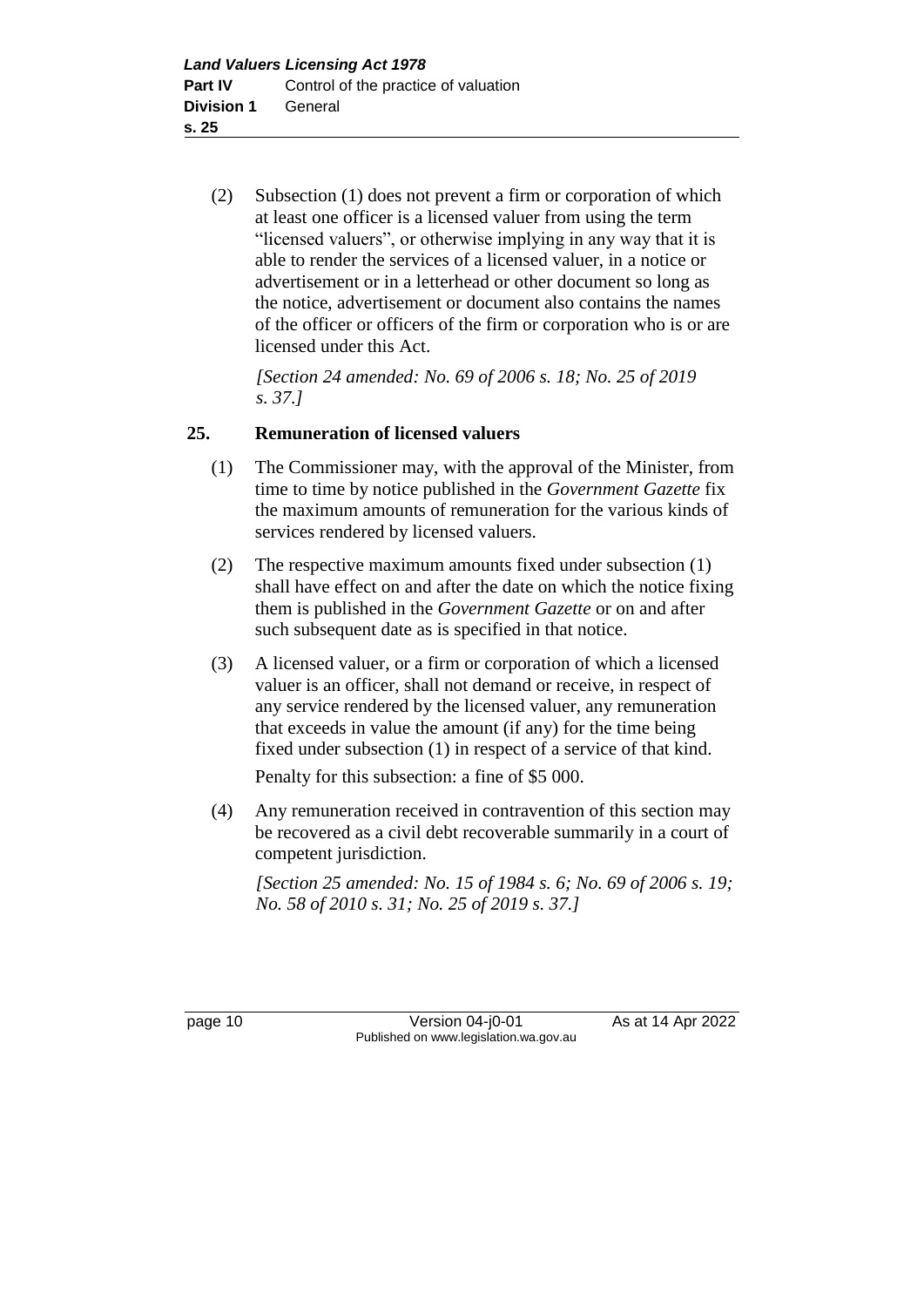(2) Subsection (1) does not prevent a firm or corporation of which at least one officer is a licensed valuer from using the term "licensed valuers", or otherwise implying in any way that it is able to render the services of a licensed valuer, in a notice or advertisement or in a letterhead or other document so long as the notice, advertisement or document also contains the names of the officer or officers of the firm or corporation who is or are licensed under this Act.

*[Section 24 amended: No. 69 of 2006 s. 18; No. 25 of 2019 s. 37.]*

### 25. Remuneration of licensed valuers

(1) The Commissioner may, with the approval of the Minister, from time to time by notice published in the *Government Gazette* fix the maximum amounts of remuneration for the various kinds of services rendered by licensed valuers.

(2) The respective maximum amounts fixed under subsection (1) shall have effect on and after the date on which the notice fixing them is published in the *Government Gazette* or on and after such subsequent date as is specified in that notice.

(3) A licensed valuer, or a firm or corporation of which a licensed valuer is an officer, shall not demand or receive, in respect of any service rendered by the licensed valuer, any remuneration that exceeds in value the amount (if any) for the time being fixed under subsection (1) in respect of a service of that kind.

Penalty for this subsection: a fine of $5 000.

(4) Any remuneration received in contravention of this section may be recovered as a civil debt recoverable summarily in a court of competent jurisdiction.

*[Section 25 amended: No. 15 of 1984 s. 6; No. 69 of 2006 s. 19; No. 58 of 2010 s. 31; No. 25 of 2019 s. 37.]*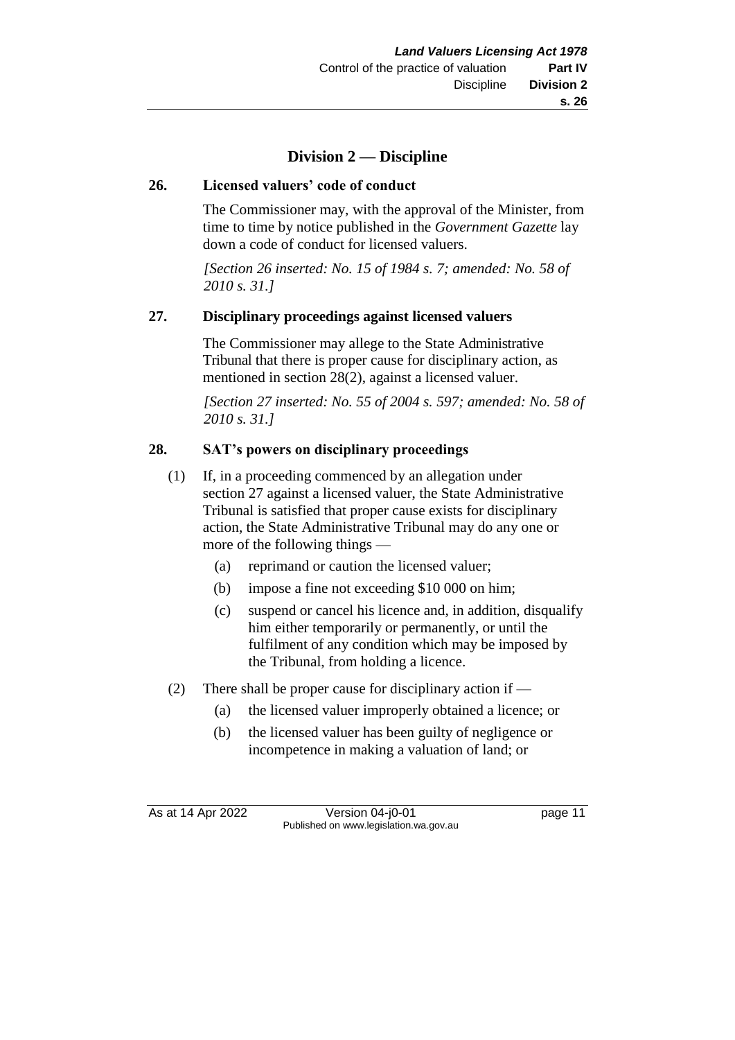## Division 2 — Discipline

### 26. Licensed valuers' code of conduct

The Commissioner may, with the approval of the Minister, from time to time by notice published in the *Government Gazette* lay down a code of conduct for licensed valuers.

*[Section 26 inserted: No. 15 of 1984 s. 7; amended: No. 58 of 2010 s. 31.]*

### 27. Disciplinary proceedings against licensed valuers

The Commissioner may allege to the State Administrative Tribunal that there is proper cause for disciplinary action, as mentioned in section 28(2), against a licensed valuer.

*[Section 27 inserted: No. 55 of 2004 s. 597; amended: No. 58 of 2010 s. 31.]*

### 28. SAT's powers on disciplinary proceedings

(1) If, in a proceeding commenced by an allegation under section 27 against a licensed valuer, the State Administrative Tribunal is satisfied that proper cause exists for disciplinary action, the State Administrative Tribunal may do any one or more of the following things —

- (a) reprimand or caution the licensed valuer;
- (b) impose a fine not exceeding $10 000 on him;
- (c) suspend or cancel his licence and, in addition, disqualify him either temporarily or permanently, or until the fulfilment of any condition which may be imposed by the Tribunal, from holding a licence.

(2) There shall be proper cause for disciplinary action if —

- (a) the licensed valuer improperly obtained a licence; or
- (b) the licensed valuer has been guilty of negligence or incompetence in making a valuation of land; or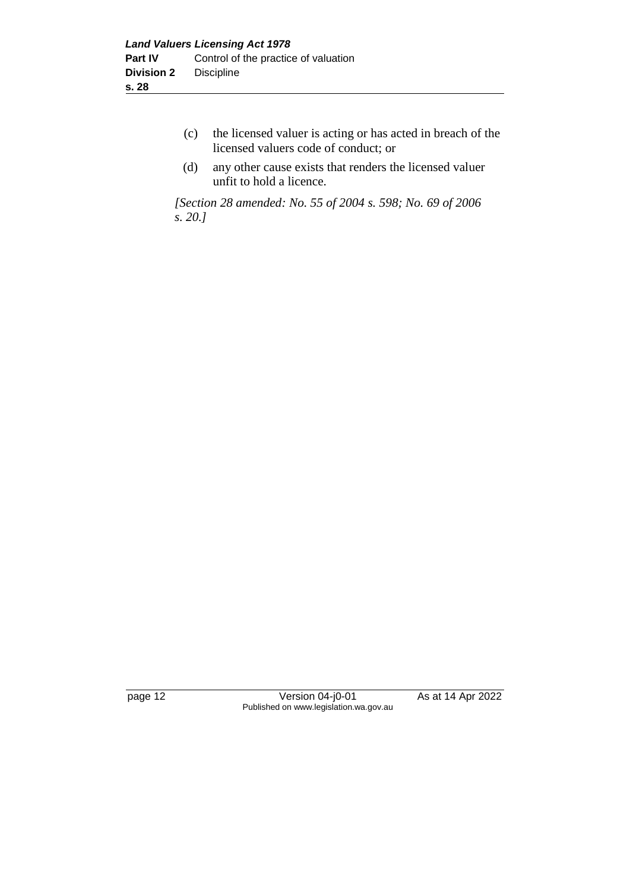(c) the licensed valuer is acting or has acted in breach of the licensed valuers code of conduct; or

(d) any other cause exists that renders the licensed valuer unfit to hold a licence.

*[Section 28 amended: No. 55 of 2004 s. 598; No. 69 of 2006 s. 20.]*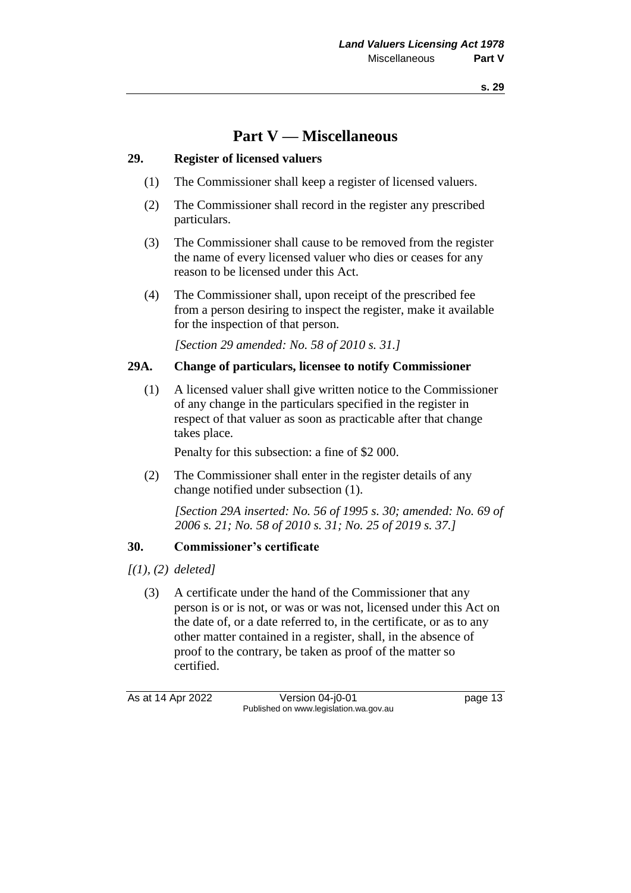# Part V — Miscellaneous

## 29. Register of licensed valuers

(1) The Commissioner shall keep a register of licensed valuers.

(2) The Commissioner shall record in the register any prescribed particulars.

(3) The Commissioner shall cause to be removed from the register the name of every licensed valuer who dies or ceases for any reason to be licensed under this Act.

(4) The Commissioner shall, upon receipt of the prescribed fee from a person desiring to inspect the register, make it available for the inspection of that person.

*[Section 29 amended: No. 58 of 2010 s. 31.]*

## 29A. Change of particulars, licensee to notify Commissioner

(1) A licensed valuer shall give written notice to the Commissioner of any change in the particulars specified in the register in respect of that valuer as soon as practicable after that change takes place.

Penalty for this subsection: a fine of $2 000.

(2) The Commissioner shall enter in the register details of any change notified under subsection (1).

*[Section 29A inserted: No. 56 of 1995 s. 30; amended: No. 69 of 2006 s. 21; No. 58 of 2010 s. 31; No. 25 of 2019 s. 37.]*

## 30. Commissioner's certificate

*[(1), (2) deleted]*

(3) A certificate under the hand of the Commissioner that any person is or is not, or was or was not, licensed under this Act on the date of, or a date referred to, in the certificate, or as to any other matter contained in a register, shall, in the absence of proof to the contrary, be taken as proof of the matter so certified.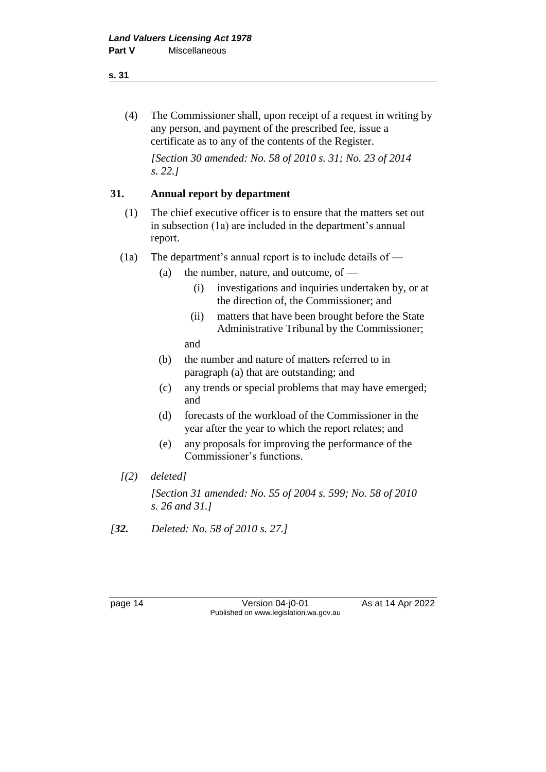(4) The Commissioner shall, upon receipt of a request in writing by any person, and payment of the prescribed fee, issue a certificate as to any of the contents of the Register.

*[Section 30 amended: No. 58 of 2010 s. 31; No. 23 of 2014 s. 22.]*

## 31. Annual report by department

(1) The chief executive officer is to ensure that the matters set out in subsection (1a) are included in the department's annual report.

(1a) The department's annual report is to include details of —

- (a) the number, nature, and outcome, of —
  - (i) investigations and inquiries undertaken by, or at the direction of, the Commissioner; and
  - (ii) matters that have been brought before the State Administrative Tribunal by the Commissioner;

  and
- (b) the number and nature of matters referred to in paragraph (a) that are outstanding; and
- (c) any trends or special problems that may have emerged; and
- (d) forecasts of the workload of the Commissioner in the year after the year to which the report relates; and
- (e) any proposals for improving the performance of the Commissioner's functions.

*[(2) deleted]*

*[Section 31 amended: No. 55 of 2004 s. 599; No. 58 of 2010 s. 26 and 31.]*

*[**32.** Deleted: No. 58 of 2010 s. 27.]*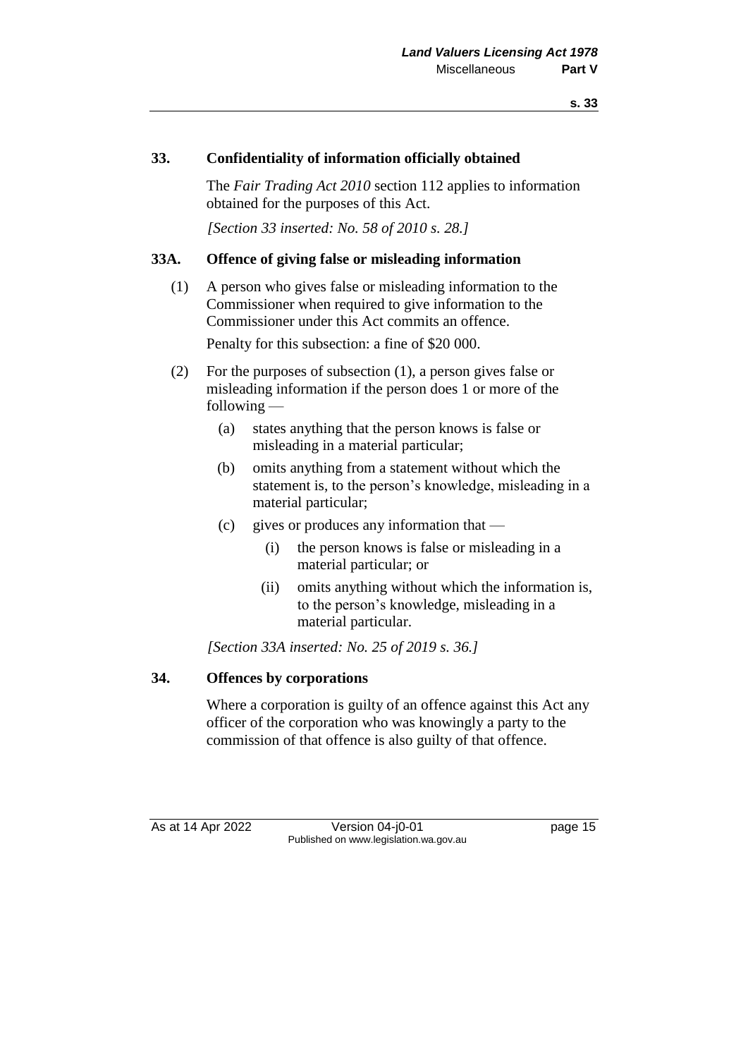### 33. Confidentiality of information officially obtained

The *Fair Trading Act 2010* section 112 applies to information obtained for the purposes of this Act.

*[Section 33 inserted: No. 58 of 2010 s. 28.]*

### 33A. Offence of giving false or misleading information

(1) A person who gives false or misleading information to the Commissioner when required to give information to the Commissioner under this Act commits an offence.

Penalty for this subsection: a fine of $20 000.

(2) For the purposes of subsection (1), a person gives false or misleading information if the person does 1 or more of the following —

- (a) states anything that the person knows is false or misleading in a material particular;
- (b) omits anything from a statement without which the statement is, to the person's knowledge, misleading in a material particular;
- (c) gives or produces any information that —
  - (i) the person knows is false or misleading in a material particular; or
  - (ii) omits anything without which the information is, to the person's knowledge, misleading in a material particular.

*[Section 33A inserted: No. 25 of 2019 s. 36.]*

### 34. Offences by corporations

Where a corporation is guilty of an offence against this Act any officer of the corporation who was knowingly a party to the commission of that offence is also guilty of that offence.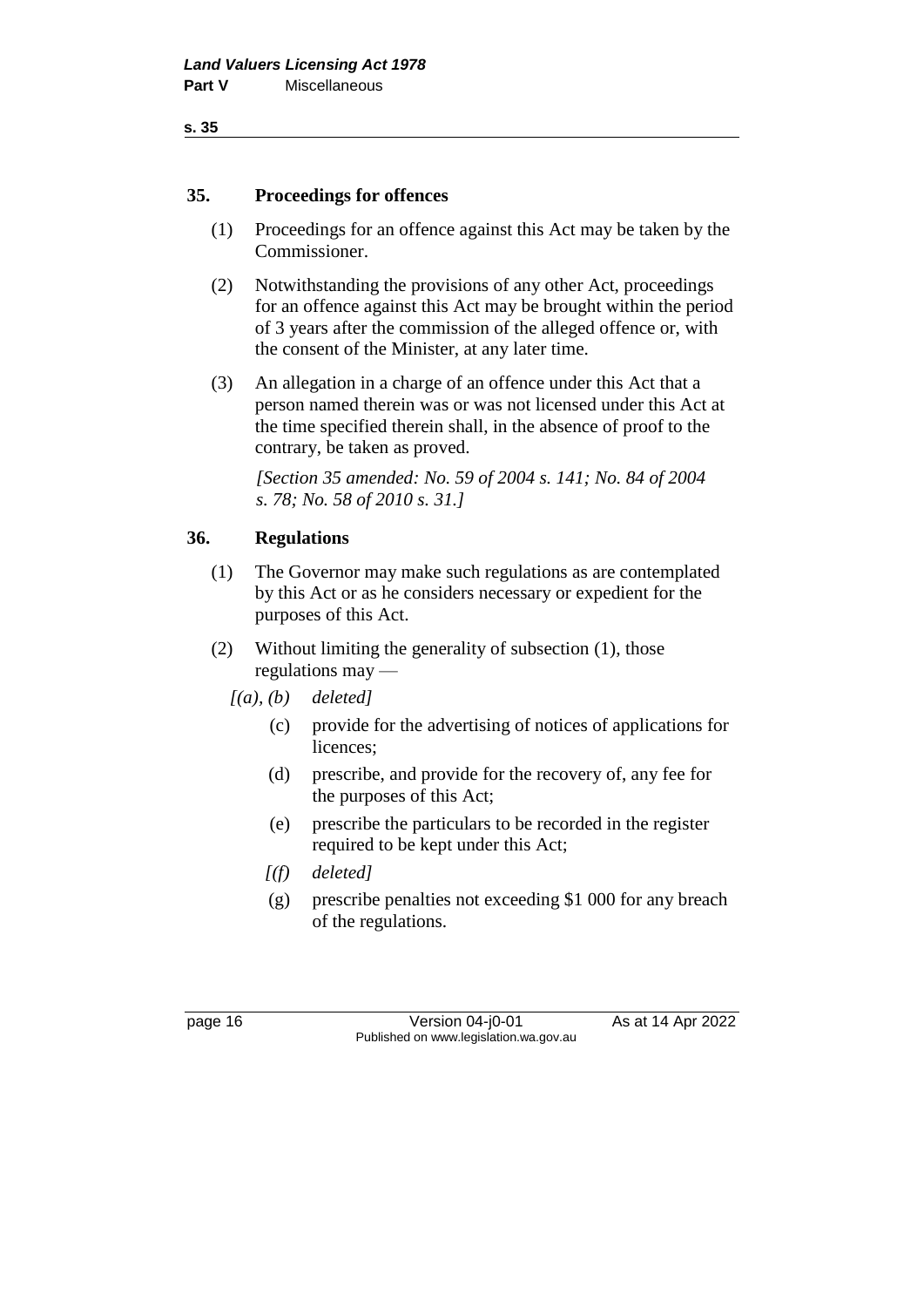## 35. Proceedings for offences

(1) Proceedings for an offence against this Act may be taken by the Commissioner.

(2) Notwithstanding the provisions of any other Act, proceedings for an offence against this Act may be brought within the period of 3 years after the commission of the alleged offence or, with the consent of the Minister, at any later time.

(3) An allegation in a charge of an offence under this Act that a person named therein was or was not licensed under this Act at the time specified therein shall, in the absence of proof to the contrary, be taken as proved.

*[Section 35 amended: No. 59 of 2004 s. 141; No. 84 of 2004 s. 78; No. 58 of 2010 s. 31.]*

## 36. Regulations

(1) The Governor may make such regulations as are contemplated by this Act or as he considers necessary or expedient for the purposes of this Act.

(2) Without limiting the generality of subsection (1), those regulations may —

*[(a), (b) deleted]*

(c) provide for the advertising of notices of applications for licences;

(d) prescribe, and provide for the recovery of, any fee for the purposes of this Act;

(e) prescribe the particulars to be recorded in the register required to be kept under this Act;

*[(f) deleted]*

(g) prescribe penalties not exceeding $1 000 for any breach of the regulations.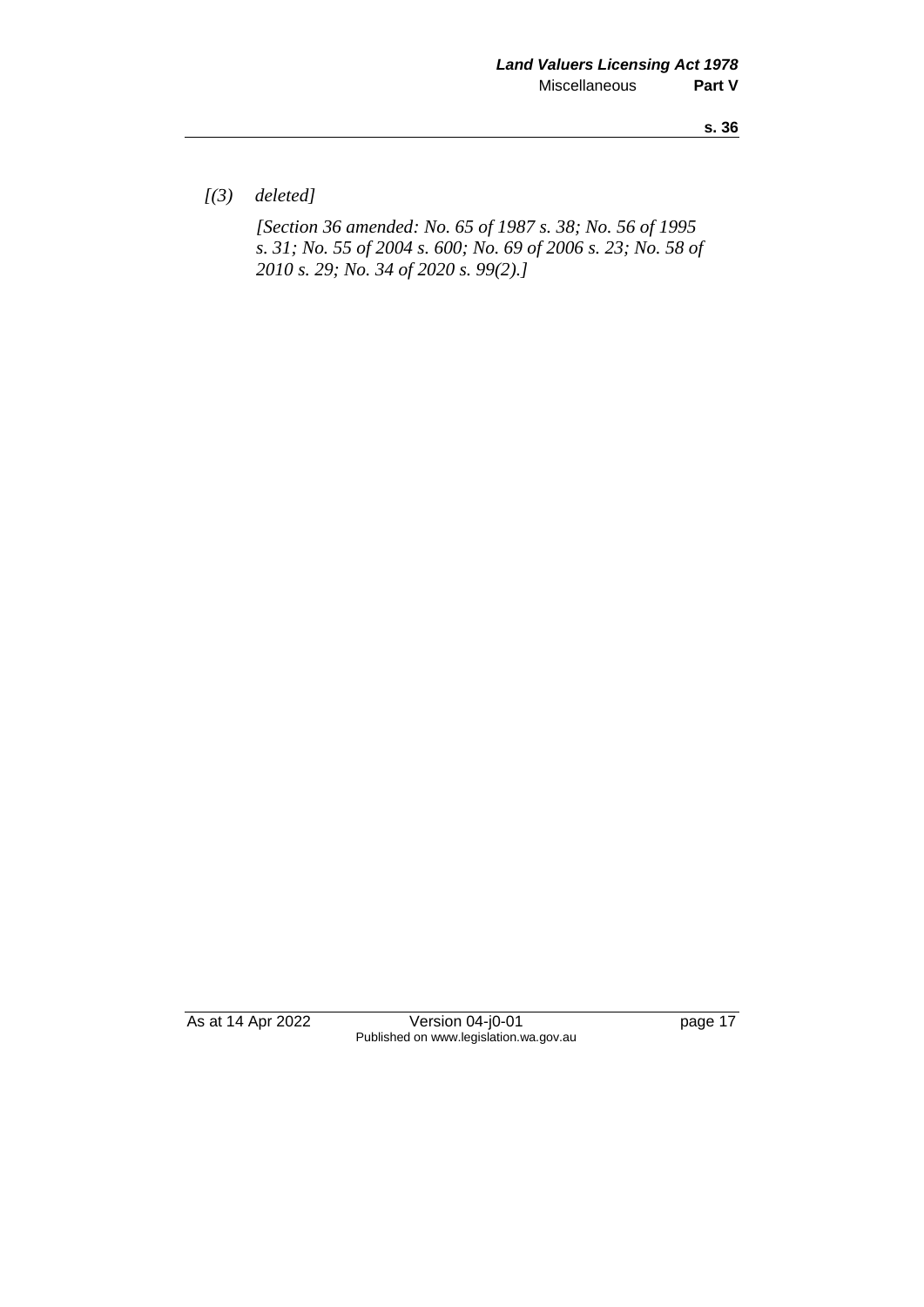*[(3) deleted]*

*[Section 36 amended: No. 65 of 1987 s. 38; No. 56 of 1995 s. 31; No. 55 of 2004 s. 600; No. 69 of 2006 s. 23; No. 58 of 2010 s. 29; No. 34 of 2020 s. 99(2).]*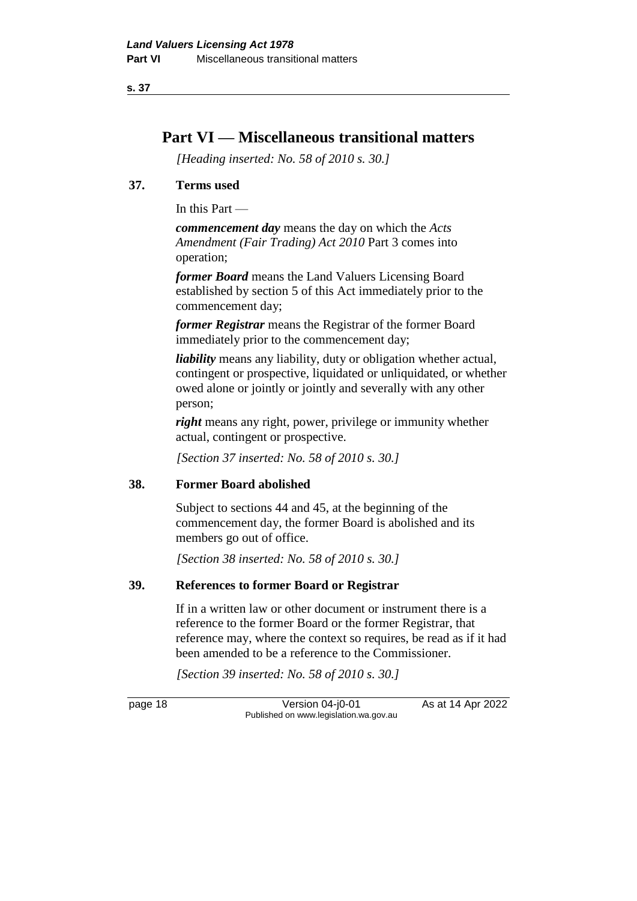# Part VI — Miscellaneous transitional matters

*[Heading inserted: No. 58 of 2010 s. 30.]*

## 37. Terms used

In this Part —

***commencement day*** means the day on which the *Acts Amendment (Fair Trading) Act 2010* Part 3 comes into operation;

***former Board*** means the Land Valuers Licensing Board established by section 5 of this Act immediately prior to the commencement day;

***former Registrar*** means the Registrar of the former Board immediately prior to the commencement day;

***liability*** means any liability, duty or obligation whether actual, contingent or prospective, liquidated or unliquidated, or whether owed alone or jointly or jointly and severally with any other person;

***right*** means any right, power, privilege or immunity whether actual, contingent or prospective.

*[Section 37 inserted: No. 58 of 2010 s. 30.]*

## 38. Former Board abolished

Subject to sections 44 and 45, at the beginning of the commencement day, the former Board is abolished and its members go out of office.

*[Section 38 inserted: No. 58 of 2010 s. 30.]*

## 39. References to former Board or Registrar

If in a written law or other document or instrument there is a reference to the former Board or the former Registrar, that reference may, where the context so requires, be read as if it had been amended to be a reference to the Commissioner.

*[Section 39 inserted: No. 58 of 2010 s. 30.]*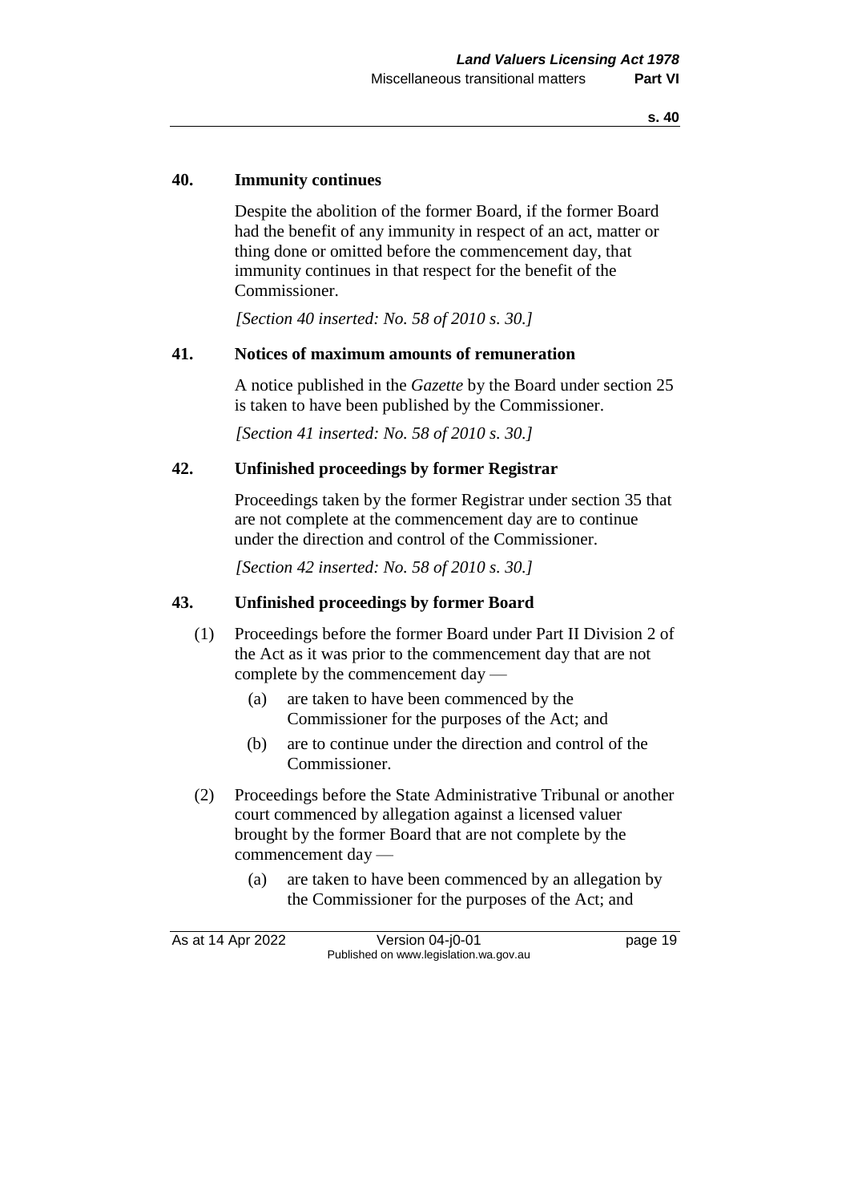### 40. Immunity continues

Despite the abolition of the former Board, if the former Board had the benefit of any immunity in respect of an act, matter or thing done or omitted before the commencement day, that immunity continues in that respect for the benefit of the Commissioner.

*[Section 40 inserted: No. 58 of 2010 s. 30.]*

### 41. Notices of maximum amounts of remuneration

A notice published in the *Gazette* by the Board under section 25 is taken to have been published by the Commissioner.

*[Section 41 inserted: No. 58 of 2010 s. 30.]*

### 42. Unfinished proceedings by former Registrar

Proceedings taken by the former Registrar under section 35 that are not complete at the commencement day are to continue under the direction and control of the Commissioner.

*[Section 42 inserted: No. 58 of 2010 s. 30.]*

### 43. Unfinished proceedings by former Board

(1) Proceedings before the former Board under Part II Division 2 of the Act as it was prior to the commencement day that are not complete by the commencement day —

- (a) are taken to have been commenced by the Commissioner for the purposes of the Act; and
- (b) are to continue under the direction and control of the Commissioner.

(2) Proceedings before the State Administrative Tribunal or another court commenced by allegation against a licensed valuer brought by the former Board that are not complete by the commencement day —

- (a) are taken to have been commenced by an allegation by the Commissioner for the purposes of the Act; and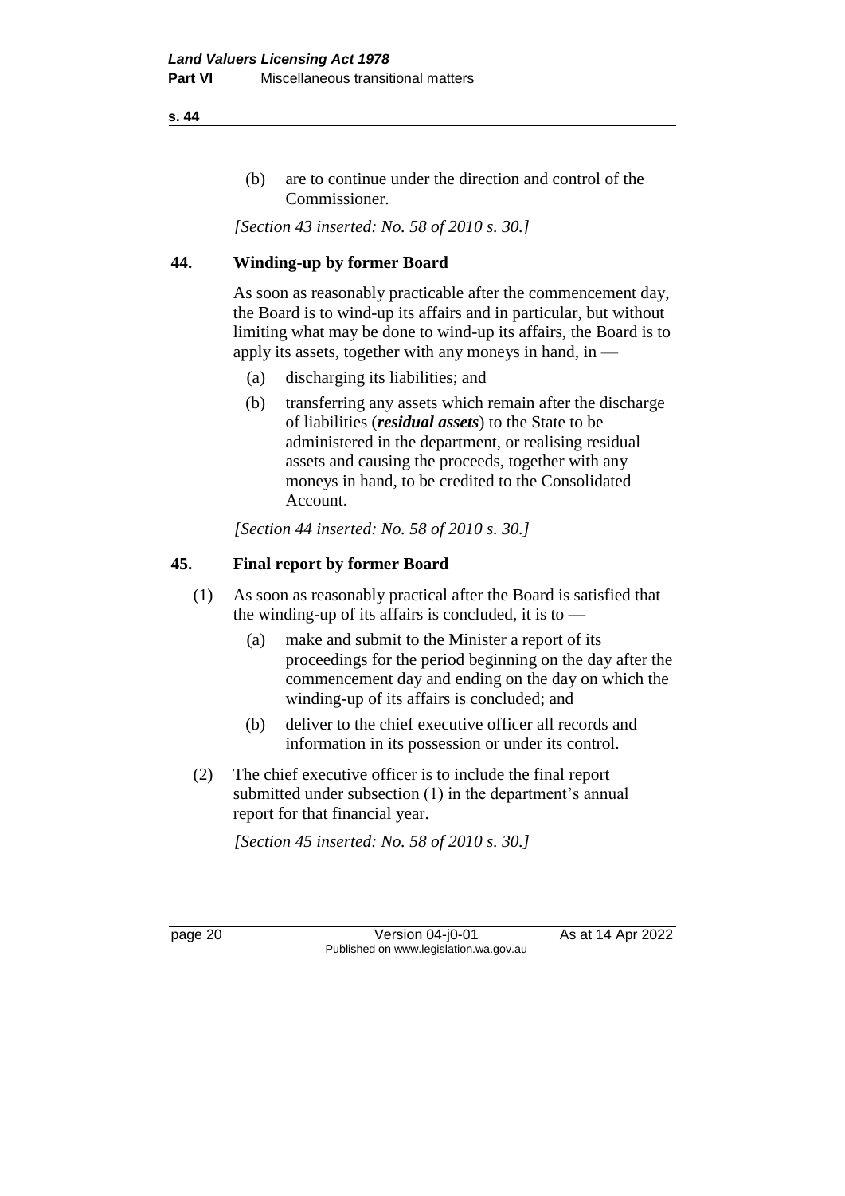(b) are to continue under the direction and control of the Commissioner.

*[Section 43 inserted: No. 58 of 2010 s. 30.]*

## 44. Winding-up by former Board

As soon as reasonably practicable after the commencement day, the Board is to wind-up its affairs and in particular, but without limiting what may be done to wind-up its affairs, the Board is to apply its assets, together with any moneys in hand, in —

(a) discharging its liabilities; and

(b) transferring any assets which remain after the discharge of liabilities (***residual assets***) to the State to be administered in the department, or realising residual assets and causing the proceeds, together with any moneys in hand, to be credited to the Consolidated Account.

*[Section 44 inserted: No. 58 of 2010 s. 30.]*

## 45. Final report by former Board

(1) As soon as reasonably practical after the Board is satisfied that the winding-up of its affairs is concluded, it is to —

(a) make and submit to the Minister a report of its proceedings for the period beginning on the day after the commencement day and ending on the day on which the winding-up of its affairs is concluded; and

(b) deliver to the chief executive officer all records and information in its possession or under its control.

(2) The chief executive officer is to include the final report submitted under subsection (1) in the department's annual report for that financial year.

*[Section 45 inserted: No. 58 of 2010 s. 30.]*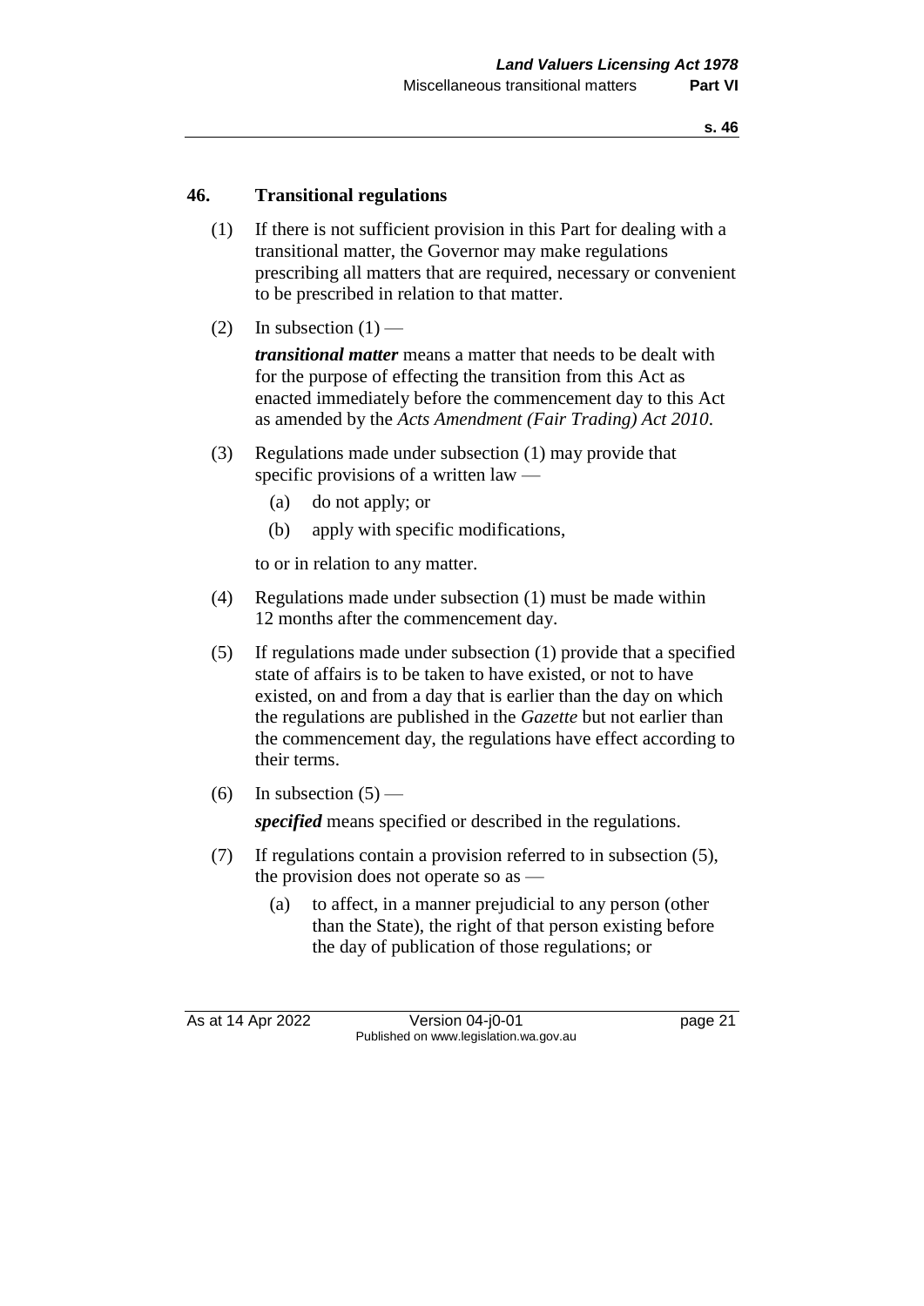## 46. Transitional regulations

(1) If there is not sufficient provision in this Part for dealing with a transitional matter, the Governor may make regulations prescribing all matters that are required, necessary or convenient to be prescribed in relation to that matter.

(2) In subsection (1) —

***transitional matter*** means a matter that needs to be dealt with for the purpose of effecting the transition from this Act as enacted immediately before the commencement day to this Act as amended by the *Acts Amendment (Fair Trading) Act 2010*.

(3) Regulations made under subsection (1) may provide that specific provisions of a written law —

- (a) do not apply; or
- (b) apply with specific modifications,

to or in relation to any matter.

(4) Regulations made under subsection (1) must be made within 12 months after the commencement day.

(5) If regulations made under subsection (1) provide that a specified state of affairs is to be taken to have existed, or not to have existed, on and from a day that is earlier than the day on which the regulations are published in the *Gazette* but not earlier than the commencement day, the regulations have effect according to their terms.

(6) In subsection (5) —

***specified*** means specified or described in the regulations.

(7) If regulations contain a provision referred to in subsection (5), the provision does not operate so as —

- (a) to affect, in a manner prejudicial to any person (other than the State), the right of that person existing before the day of publication of those regulations; or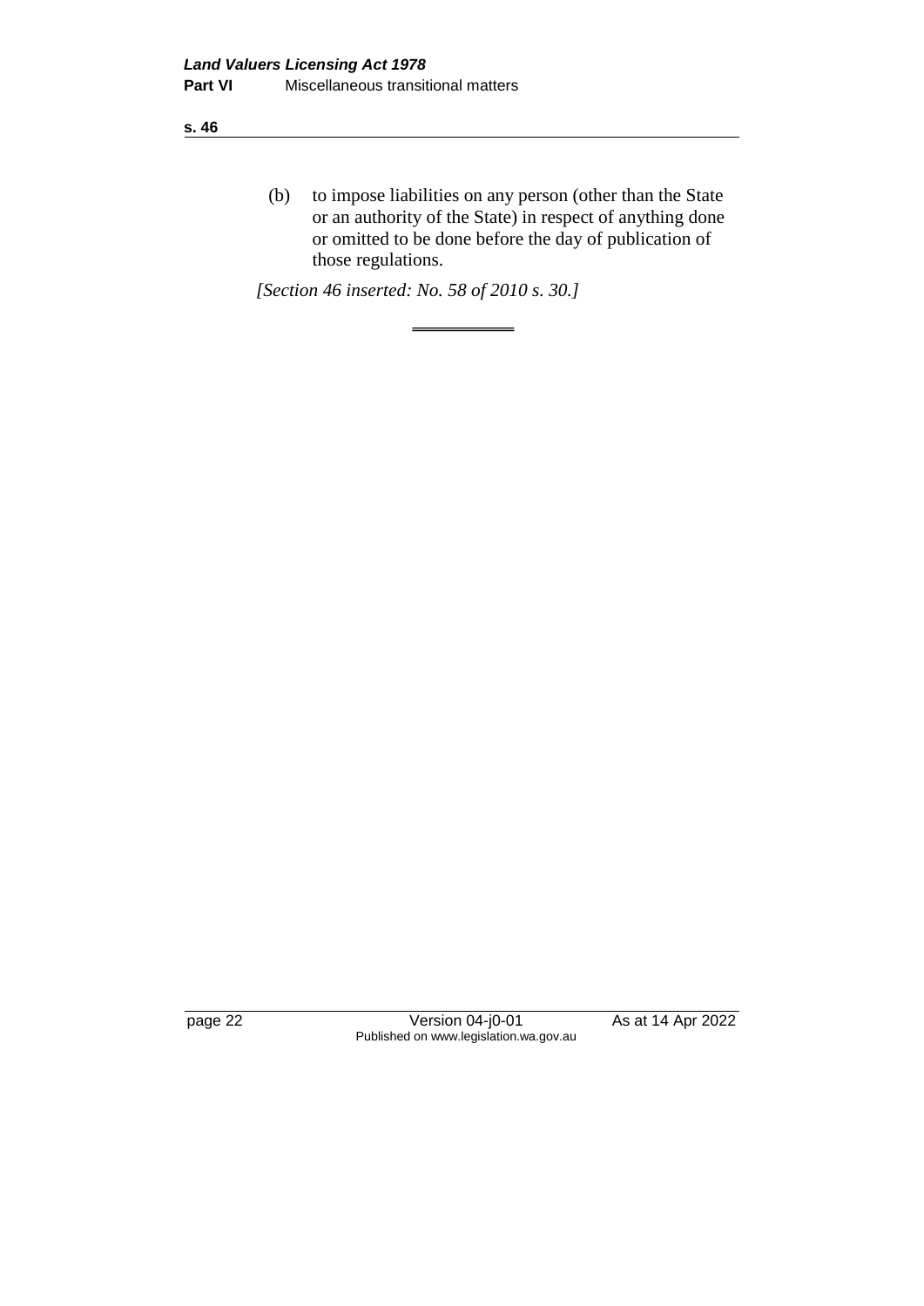(b) to impose liabilities on any person (other than the State or an authority of the State) in respect of anything done or omitted to be done before the day of publication of those regulations.

*[Section 46 inserted: No. 58 of 2010 s. 30.]*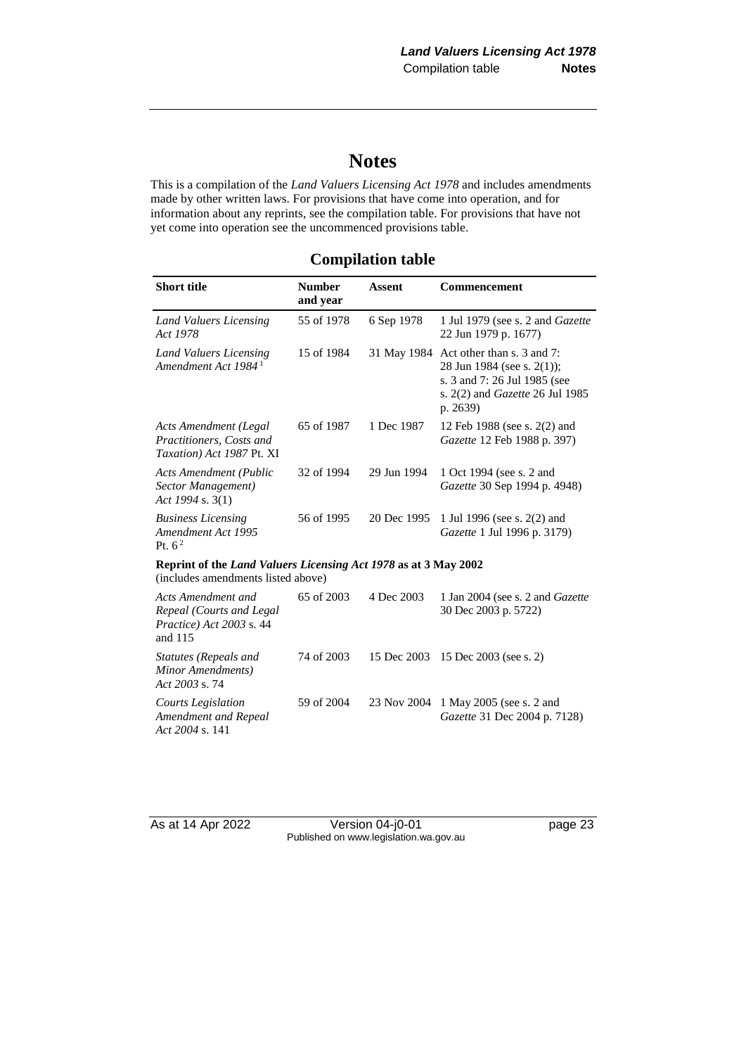# Notes

This is a compilation of the *Land Valuers Licensing Act 1978* and includes amendments made by other written laws. For provisions that have come into operation, and for information about any reprints, see the compilation table. For provisions that have not yet come into operation see the uncommenced provisions table.

## Compilation table

| Short title | Number and year | Assent | Commencement |
|---|---|---|---|
| *Land Valuers Licensing Act 1978* | 55 of 1978 | 6 Sep 1978 | 1 Jul 1979 (see s. 2 and *Gazette* 22 Jun 1979 p. 1677) |
| *Land Valuers Licensing Amendment Act 1984* [1] | 15 of 1984 | 31 May 1984 | Act other than s. 3 and 7: 28 Jun 1984 (see s. 2(1)); s. 3 and 7: 26 Jul 1985 (see s. 2(2) and *Gazette* 26 Jul 1985 p. 2639) |
| *Acts Amendment (Legal Practitioners, Costs and Taxation) Act 1987* Pt. XI | 65 of 1987 | 1 Dec 1987 | 12 Feb 1988 (see s. 2(2) and *Gazette* 12 Feb 1988 p. 397) |
| *Acts Amendment (Public Sector Management) Act 1994* s. 3(1) | 32 of 1994 | 29 Jun 1994 | 1 Oct 1994 (see s. 2 and *Gazette* 30 Sep 1994 p. 4948) |
| *Business Licensing Amendment Act 1995* Pt. 6 [2] | 56 of 1995 | 20 Dec 1995 | 1 Jul 1996 (see s. 2(2) and *Gazette* 1 Jul 1996 p. 3179) |
| **Reprint of the *Land Valuers Licensing Act 1978* as at 3 May 2002** (includes amendments listed above) | | | |
| *Acts Amendment and Repeal (Courts and Legal Practice) Act 2003* s. 44 and 115 | 65 of 2003 | 4 Dec 2003 | 1 Jan 2004 (see s. 2 and *Gazette* 30 Dec 2003 p. 5722) |
| *Statutes (Repeals and Minor Amendments) Act 2003* s. 74 | 74 of 2003 | 15 Dec 2003 | 15 Dec 2003 (see s. 2) |
| *Courts Legislation Amendment and Repeal Act 2004* s. 141 | 59 of 2004 | 23 Nov 2004 | 1 May 2005 (see s. 2 and *Gazette* 31 Dec 2004 p. 7128) |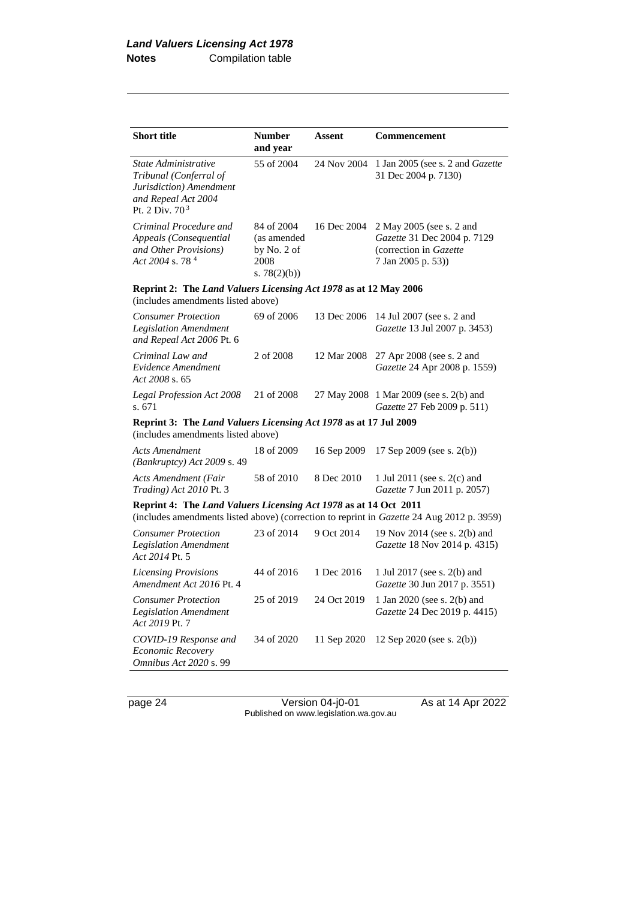| **Short title** | **Number and year** | **Assent** | **Commencement** |
|---|---|---|---|
| *State Administrative Tribunal (Conferral of Jurisdiction) Amendment and Repeal Act 2004* Pt. 2 Div. 70 [3] | 55 of 2004 | 24 Nov 2004 | 1 Jan 2005 (see s. 2 and *Gazette* 31 Dec 2004 p. 7130) |
| *Criminal Procedure and Appeals (Consequential and Other Provisions) Act 2004* s. 78 [4] | 84 of 2004 (as amended by No. 2 of 2008 s. 78(2)(b)) | 16 Dec 2004 | 2 May 2005 (see s. 2 and *Gazette* 31 Dec 2004 p. 7129 (correction in *Gazette* 7 Jan 2005 p. 53)) |
| **Reprint 2: The** ***Land Valuers Licensing Act 1978*** **as at 12 May 2006** (includes amendments listed above) | | | |
| *Consumer Protection Legislation Amendment and Repeal Act 2006* Pt. 6 | 69 of 2006 | 13 Dec 2006 | 14 Jul 2007 (see s. 2 and *Gazette* 13 Jul 2007 p. 3453) |
| *Criminal Law and Evidence Amendment Act 2008* s. 65 | 2 of 2008 | 12 Mar 2008 | 27 Apr 2008 (see s. 2 and *Gazette* 24 Apr 2008 p. 1559) |
| *Legal Profession Act 2008* s. 671 | 21 of 2008 | 27 May 2008 | 1 Mar 2009 (see s. 2(b) and *Gazette* 27 Feb 2009 p. 511) |
| **Reprint 3: The** ***Land Valuers Licensing Act 1978*** **as at 17 Jul 2009** (includes amendments listed above) | | | |
| *Acts Amendment (Bankruptcy) Act 2009* s. 49 | 18 of 2009 | 16 Sep 2009 | 17 Sep 2009 (see s. 2(b)) |
| *Acts Amendment (Fair Trading) Act 2010* Pt. 3 | 58 of 2010 | 8 Dec 2010 | 1 Jul 2011 (see s. 2(c) and *Gazette* 7 Jun 2011 p. 2057) |
| **Reprint 4: The** ***Land Valuers Licensing Act 1978*** **as at 14 Oct 2011** (includes amendments listed above) (correction to reprint in *Gazette* 24 Aug 2012 p. 3959) | | | |
| *Consumer Protection Legislation Amendment Act 2014* Pt. 5 | 23 of 2014 | 9 Oct 2014 | 19 Nov 2014 (see s. 2(b) and *Gazette* 18 Nov 2014 p. 4315) |
| *Licensing Provisions Amendment Act 2016* Pt. 4 | 44 of 2016 | 1 Dec 2016 | 1 Jul 2017 (see s. 2(b) and *Gazette* 30 Jun 2017 p. 3551) |
| *Consumer Protection Legislation Amendment Act 2019* Pt. 7 | 25 of 2019 | 24 Oct 2019 | 1 Jan 2020 (see s. 2(b) and *Gazette* 24 Dec 2019 p. 4415) |
| *COVID-19 Response and Economic Recovery Omnibus Act 2020* s. 99 | 34 of 2020 | 11 Sep 2020 | 12 Sep 2020 (see s. 2(b)) |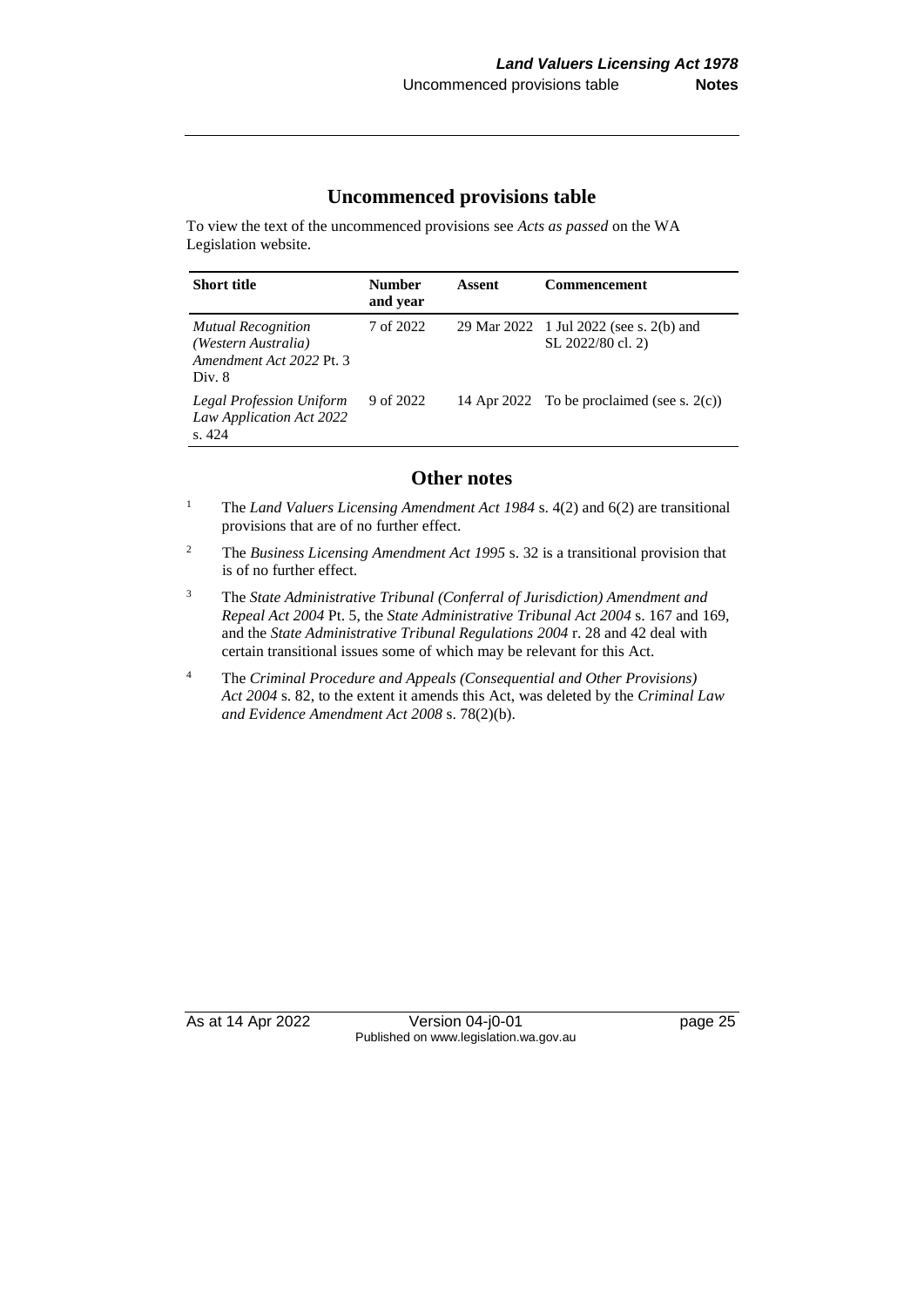## Uncommenced provisions table

To view the text of the uncommenced provisions see *Acts as passed* on the WA Legislation website.

| Short title | Number and year | Assent | Commencement |
|---|---|---|---|
| *Mutual Recognition (Western Australia) Amendment Act 2022* Pt. 3 Div. 8 | 7 of 2022 | 29 Mar 2022 | 1 Jul 2022 (see s. 2(b) and SL 2022/80 cl. 2) |
| *Legal Profession Uniform Law Application Act 2022* s. 424 | 9 of 2022 | 14 Apr 2022 | To be proclaimed (see s. 2(c)) |

## Other notes

[1] The *Land Valuers Licensing Amendment Act 1984* s. 4(2) and 6(2) are transitional provisions that are of no further effect.

[2] The *Business Licensing Amendment Act 1995* s. 32 is a transitional provision that is of no further effect.

[3] The *State Administrative Tribunal (Conferral of Jurisdiction) Amendment and Repeal Act 2004* Pt. 5, the *State Administrative Tribunal Act 2004* s. 167 and 169, and the *State Administrative Tribunal Regulations 2004* r. 28 and 42 deal with certain transitional issues some of which may be relevant for this Act.

[4] The *Criminal Procedure and Appeals (Consequential and Other Provisions) Act 2004* s. 82, to the extent it amends this Act, was deleted by the *Criminal Law and Evidence Amendment Act 2008* s. 78(2)(b).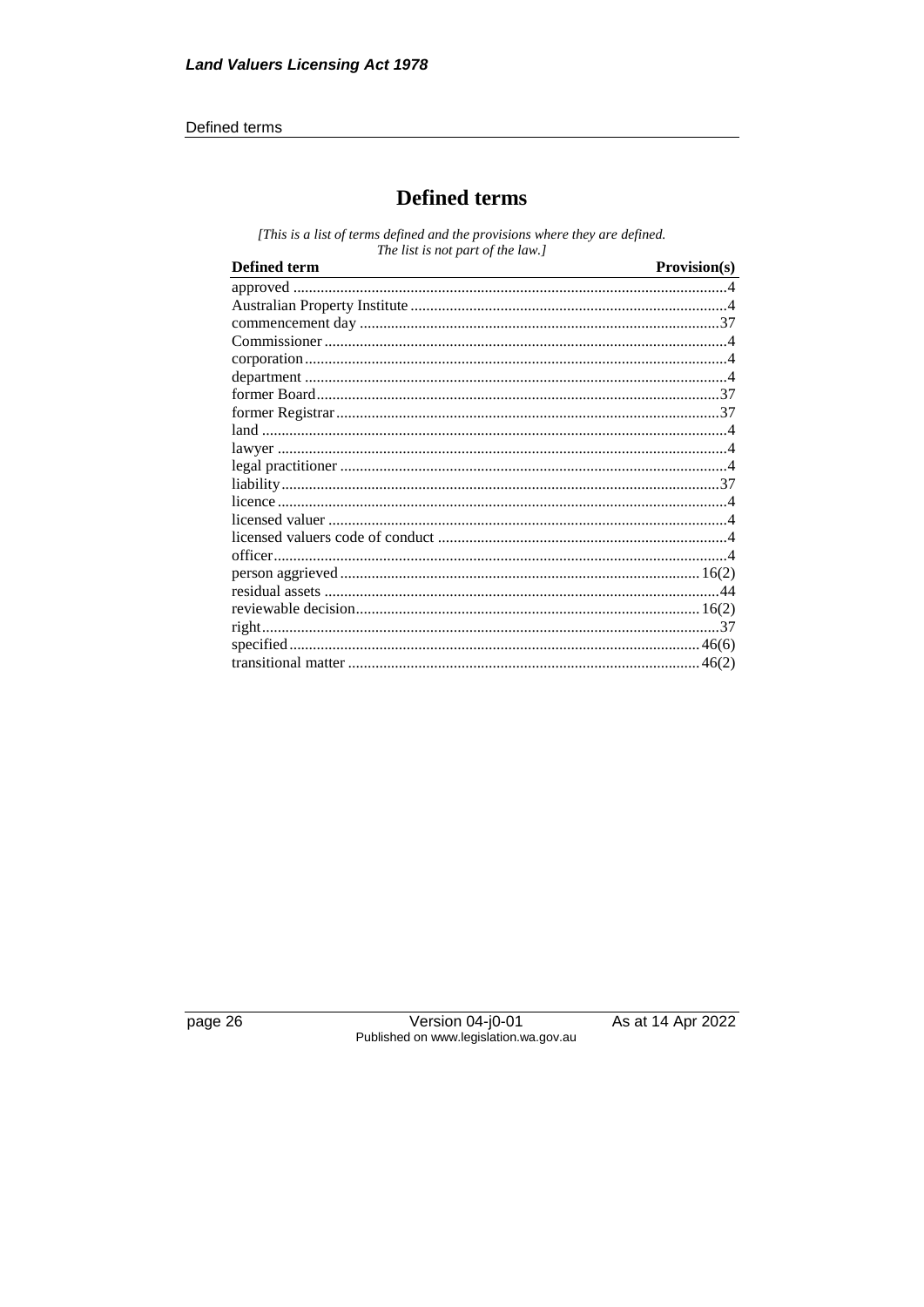# Defined terms

*[This is a list of terms defined and the provisions where they are defined. The list is not part of the law.]*

| Defined term | Provision(s) |
|---|---|
| approved | 4 |
| Australian Property Institute | 4 |
| commencement day | 37 |
| Commissioner | 4 |
| corporation | 4 |
| department | 4 |
| former Board | 37 |
| former Registrar | 37 |
| land | 4 |
| lawyer | 4 |
| legal practitioner | 4 |
| liability | 37 |
| licence | 4 |
| licensed valuer | 4 |
| licensed valuers code of conduct | 4 |
| officer | 4 |
| person aggrieved | 16(2) |
| residual assets | 44 |
| reviewable decision | 16(2) |
| right | 37 |
| specified | 46(6) |
| transitional matter | 46(2) |